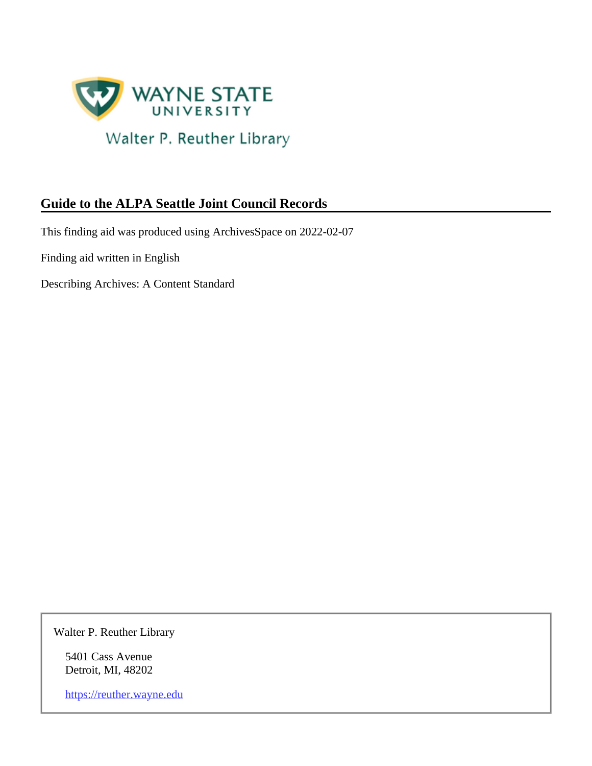WAYNE STATE UNIVERSITY

Walter P. Reuther Library

# Guide to the ALPA Seattle Joint Council Records

This finding aid was produced using ArchivesSpace on 2022-02-07

Finding aid written in English

Describing Archives: A Content Standard

Walter P. Reuther Library

5401 Cass Avenue
Detroit, MI, 48202

https://reuther.wayne.edu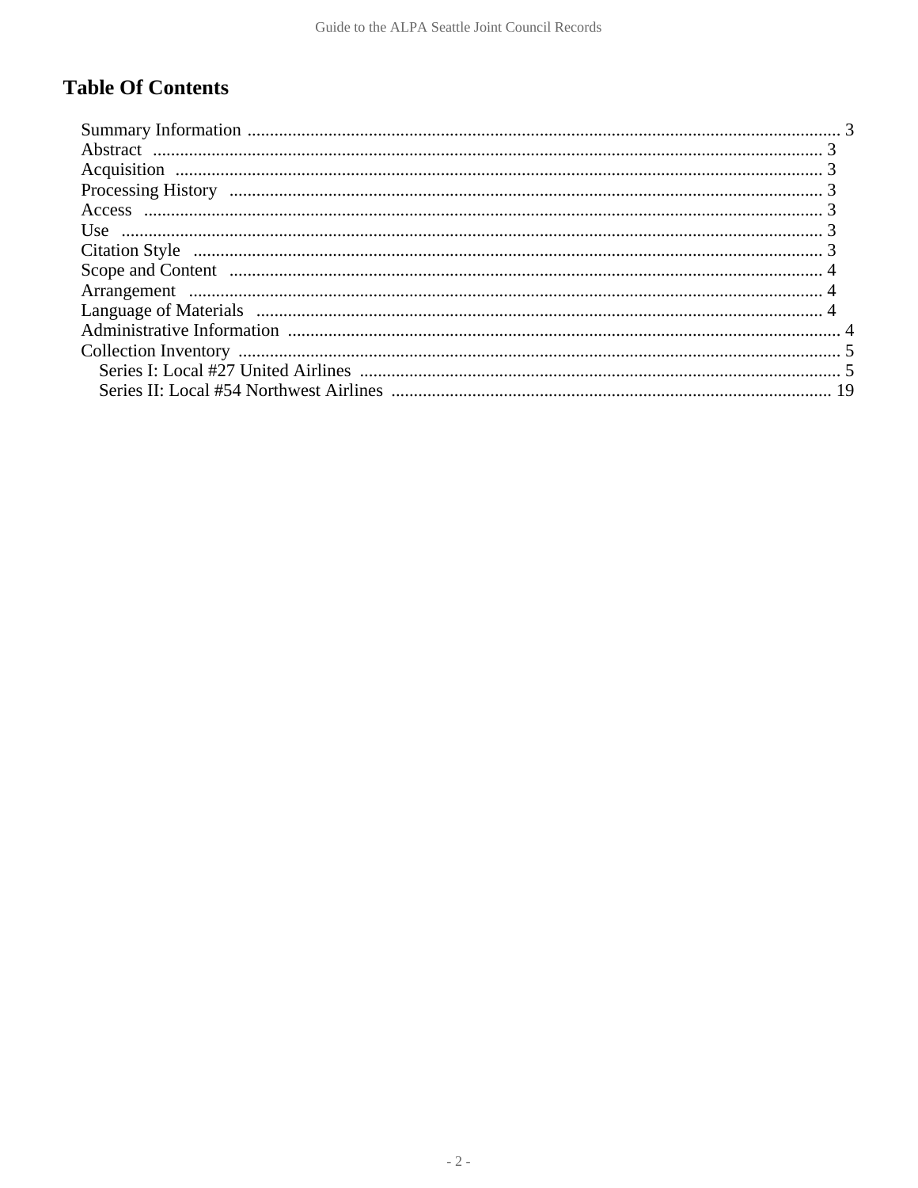# Table Of Contents

- Summary Information ... 3
- Abstract ... 3
- Acquisition ... 3
- Processing History ... 3
- Access ... 3
- Use ... 3
- Citation Style ... 3
- Scope and Content ... 4
- Arrangement ... 4
- Language of Materials ... 4
- Administrative Information ... 4
- Collection Inventory ... 5
  - Series I: Local #27 United Airlines ... 5
  - Series II: Local #54 Northwest Airlines ... 19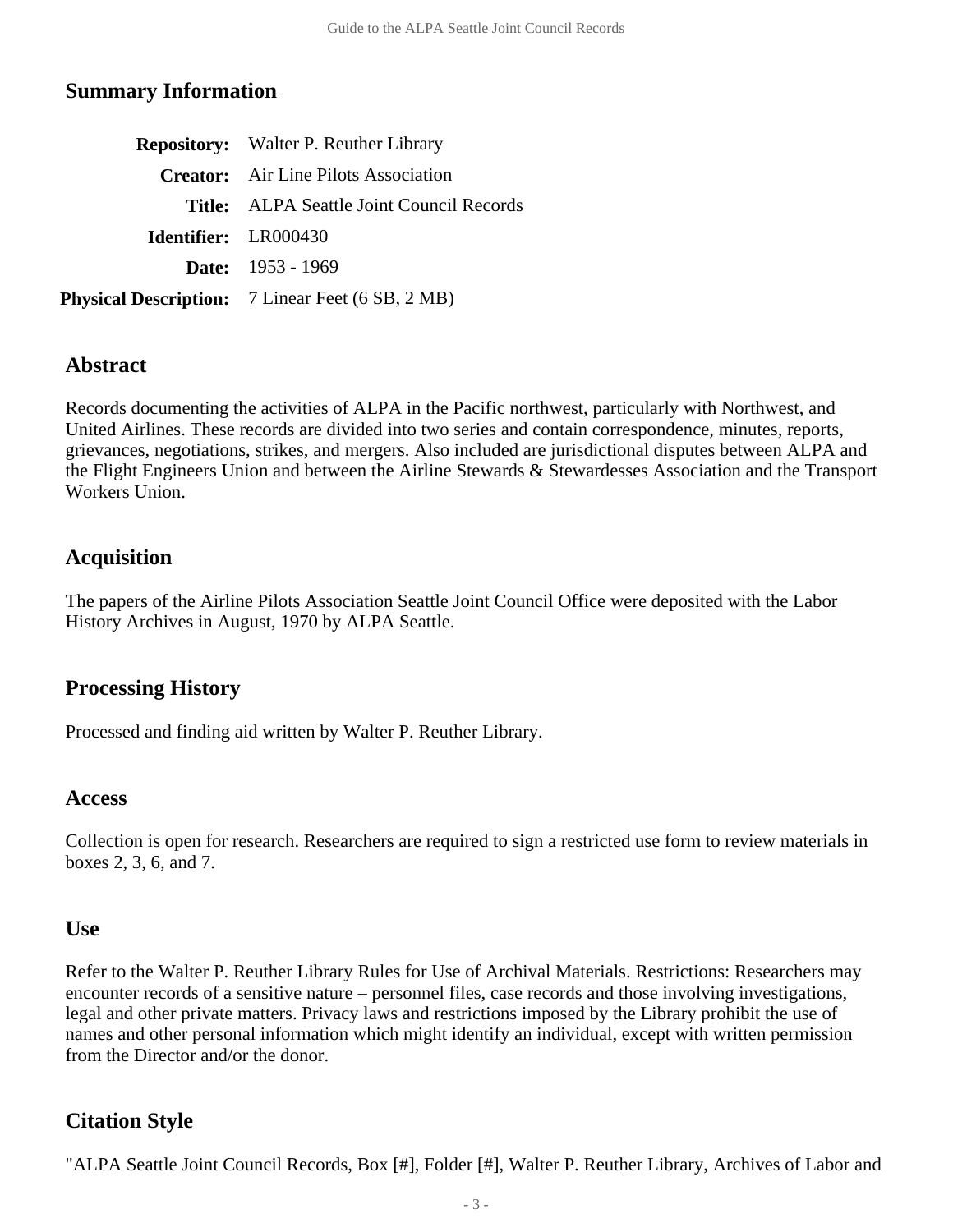## Summary Information

| | |
|---|---|
| **Repository:** | Walter P. Reuther Library |
| **Creator:** | Air Line Pilots Association |
| **Title:** | ALPA Seattle Joint Council Records |
| **Identifier:** | LR000430 |
| **Date:** | 1953 - 1969 |
| **Physical Description:** | 7 Linear Feet (6 SB, 2 MB) |

## Abstract

Records documenting the activities of ALPA in the Pacific northwest, particularly with Northwest, and United Airlines. These records are divided into two series and contain correspondence, minutes, reports, grievances, negotiations, strikes, and mergers. Also included are jurisdictional disputes between ALPA and the Flight Engineers Union and between the Airline Stewards & Stewardesses Association and the Transport Workers Union.

## Acquisition

The papers of the Airline Pilots Association Seattle Joint Council Office were deposited with the Labor History Archives in August, 1970 by ALPA Seattle.

## Processing History

Processed and finding aid written by Walter P. Reuther Library.

## Access

Collection is open for research. Researchers are required to sign a restricted use form to review materials in boxes 2, 3, 6, and 7.

## Use

Refer to the Walter P. Reuther Library Rules for Use of Archival Materials. Restrictions: Researchers may encounter records of a sensitive nature – personnel files, case records and those involving investigations, legal and other private matters. Privacy laws and restrictions imposed by the Library prohibit the use of names and other personal information which might identify an individual, except with written permission from the Director and/or the donor.

## Citation Style

"ALPA Seattle Joint Council Records, Box [#], Folder [#], Walter P. Reuther Library, Archives of Labor and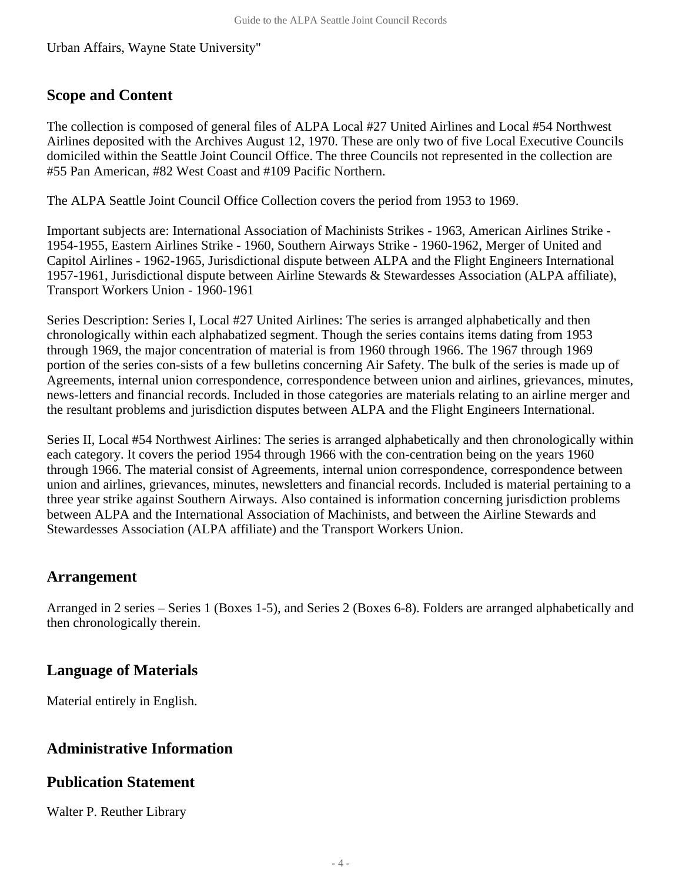Urban Affairs, Wayne State University"

## Scope and Content

The collection is composed of general files of ALPA Local #27 United Airlines and Local #54 Northwest Airlines deposited with the Archives August 12, 1970. These are only two of five Local Executive Councils domiciled within the Seattle Joint Council Office. The three Councils not represented in the collection are #55 Pan American, #82 West Coast and #109 Pacific Northern.

The ALPA Seattle Joint Council Office Collection covers the period from 1953 to 1969.

Important subjects are: International Association of Machinists Strikes - 1963, American Airlines Strike - 1954-1955, Eastern Airlines Strike - 1960, Southern Airways Strike - 1960-1962, Merger of United and Capitol Airlines - 1962-1965, Jurisdictional dispute between ALPA and the Flight Engineers International 1957-1961, Jurisdictional dispute between Airline Stewards & Stewardesses Association (ALPA affiliate), Transport Workers Union - 1960-1961

Series Description: Series I, Local #27 United Airlines: The series is arranged alphabetically and then chronologically within each alphabatized segment. Though the series contains items dating from 1953 through 1969, the major concentration of material is from 1960 through 1966. The 1967 through 1969 portion of the series con-sists of a few bulletins concerning Air Safety. The bulk of the series is made up of Agreements, internal union correspondence, correspondence between union and airlines, grievances, minutes, news-letters and financial records. Included in those categories are materials relating to an airline merger and the resultant problems and jurisdiction disputes between ALPA and the Flight Engineers International.

Series II, Local #54 Northwest Airlines: The series is arranged alphabetically and then chronologically within each category. It covers the period 1954 through 1966 with the con-centration being on the years 1960 through 1966. The material consist of Agreements, internal union correspondence, correspondence between union and airlines, grievances, minutes, newsletters and financial records. Included is material pertaining to a three year strike against Southern Airways. Also contained is information concerning jurisdiction problems between ALPA and the International Association of Machinists, and between the Airline Stewards and Stewardesses Association (ALPA affiliate) and the Transport Workers Union.

## Arrangement

Arranged in 2 series – Series 1 (Boxes 1-5), and Series 2 (Boxes 6-8). Folders are arranged alphabetically and then chronologically therein.

## Language of Materials

Material entirely in English.

## Administrative Information

## Publication Statement

Walter P. Reuther Library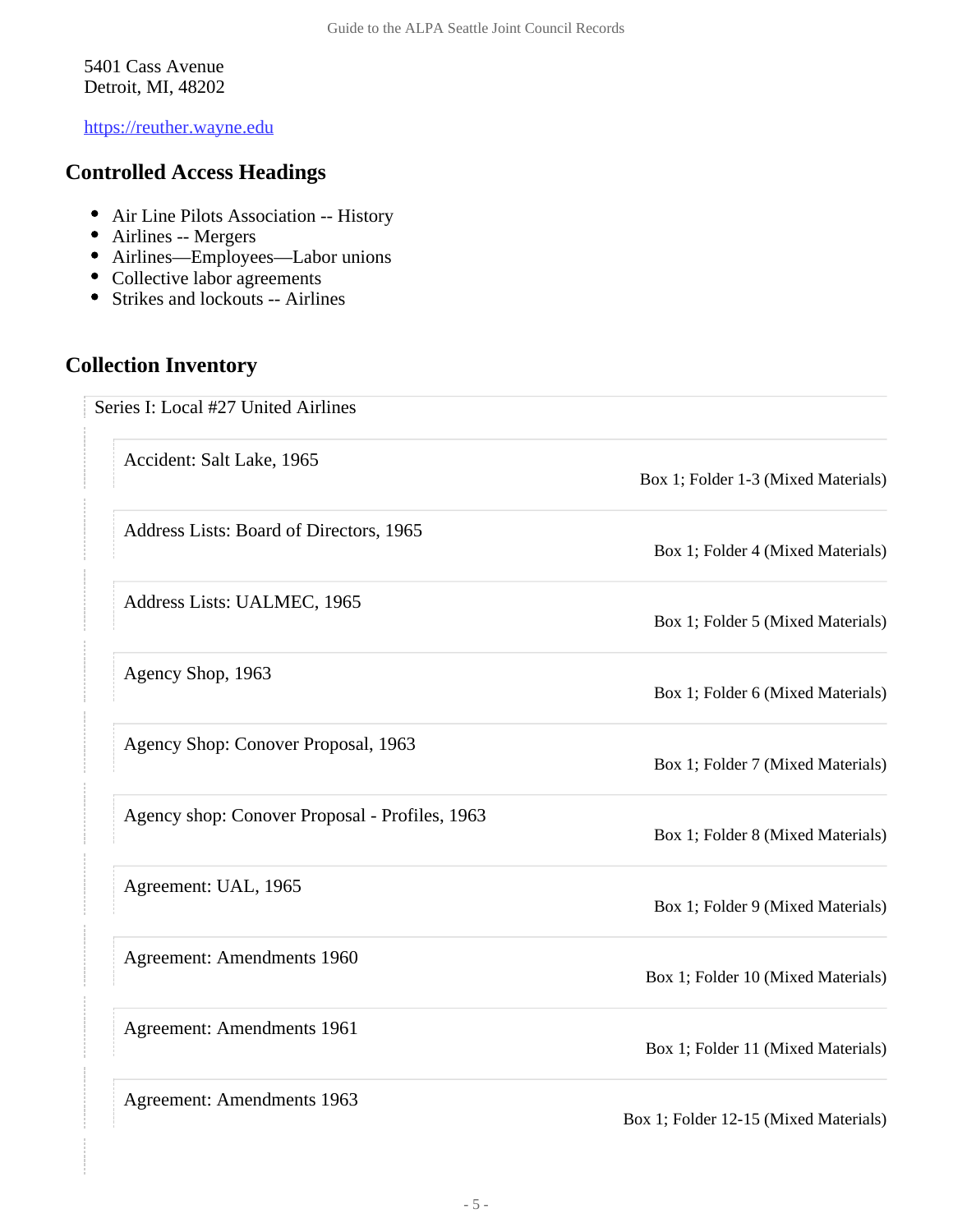5401 Cass Avenue
Detroit, MI, 48202

https://reuther.wayne.edu

## Controlled Access Headings

- Air Line Pilots Association -- History
- Airlines -- Mergers
- Airlines—Employees—Labor unions
- Collective labor agreements
- Strikes and lockouts -- Airlines

## Collection Inventory

Series I: Local #27 United Airlines

| Title | Location |
| --- | --- |
| Accident: Salt Lake, 1965 | Box 1; Folder 1-3 (Mixed Materials) |
| Address Lists: Board of Directors, 1965 | Box 1; Folder 4 (Mixed Materials) |
| Address Lists: UALMEC, 1965 | Box 1; Folder 5 (Mixed Materials) |
| Agency Shop, 1963 | Box 1; Folder 6 (Mixed Materials) |
| Agency Shop: Conover Proposal, 1963 | Box 1; Folder 7 (Mixed Materials) |
| Agency shop: Conover Proposal - Profiles, 1963 | Box 1; Folder 8 (Mixed Materials) |
| Agreement: UAL, 1965 | Box 1; Folder 9 (Mixed Materials) |
| Agreement: Amendments 1960 | Box 1; Folder 10 (Mixed Materials) |
| Agreement: Amendments 1961 | Box 1; Folder 11 (Mixed Materials) |
| Agreement: Amendments 1963 | Box 1; Folder 12-15 (Mixed Materials) |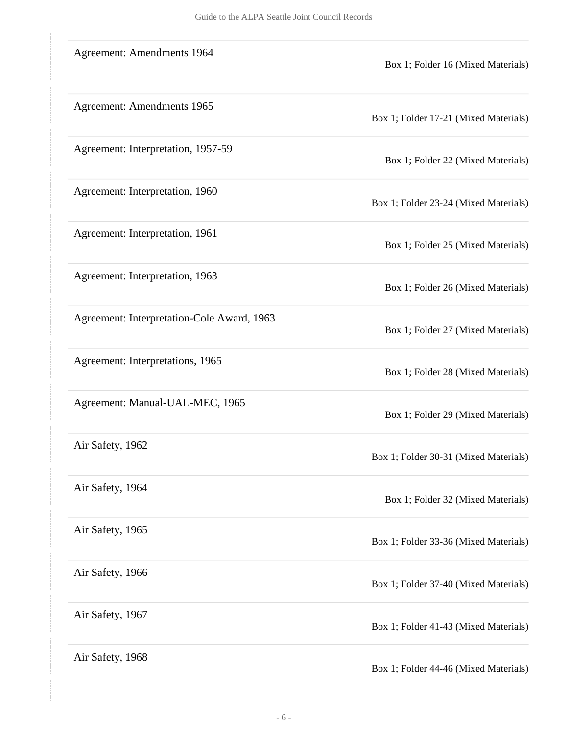| Title | Location |
| --- | --- |
| Agreement: Amendments 1964 | Box 1; Folder 16 (Mixed Materials) |
| Agreement: Amendments 1965 | Box 1; Folder 17-21 (Mixed Materials) |
| Agreement: Interpretation, 1957-59 | Box 1; Folder 22 (Mixed Materials) |
| Agreement: Interpretation, 1960 | Box 1; Folder 23-24 (Mixed Materials) |
| Agreement: Interpretation, 1961 | Box 1; Folder 25 (Mixed Materials) |
| Agreement: Interpretation, 1963 | Box 1; Folder 26 (Mixed Materials) |
| Agreement: Interpretation-Cole Award, 1963 | Box 1; Folder 27 (Mixed Materials) |
| Agreement: Interpretations, 1965 | Box 1; Folder 28 (Mixed Materials) |
| Agreement: Manual-UAL-MEC, 1965 | Box 1; Folder 29 (Mixed Materials) |
| Air Safety, 1962 | Box 1; Folder 30-31 (Mixed Materials) |
| Air Safety, 1964 | Box 1; Folder 32 (Mixed Materials) |
| Air Safety, 1965 | Box 1; Folder 33-36 (Mixed Materials) |
| Air Safety, 1966 | Box 1; Folder 37-40 (Mixed Materials) |
| Air Safety, 1967 | Box 1; Folder 41-43 (Mixed Materials) |
| Air Safety, 1968 | Box 1; Folder 44-46 (Mixed Materials) |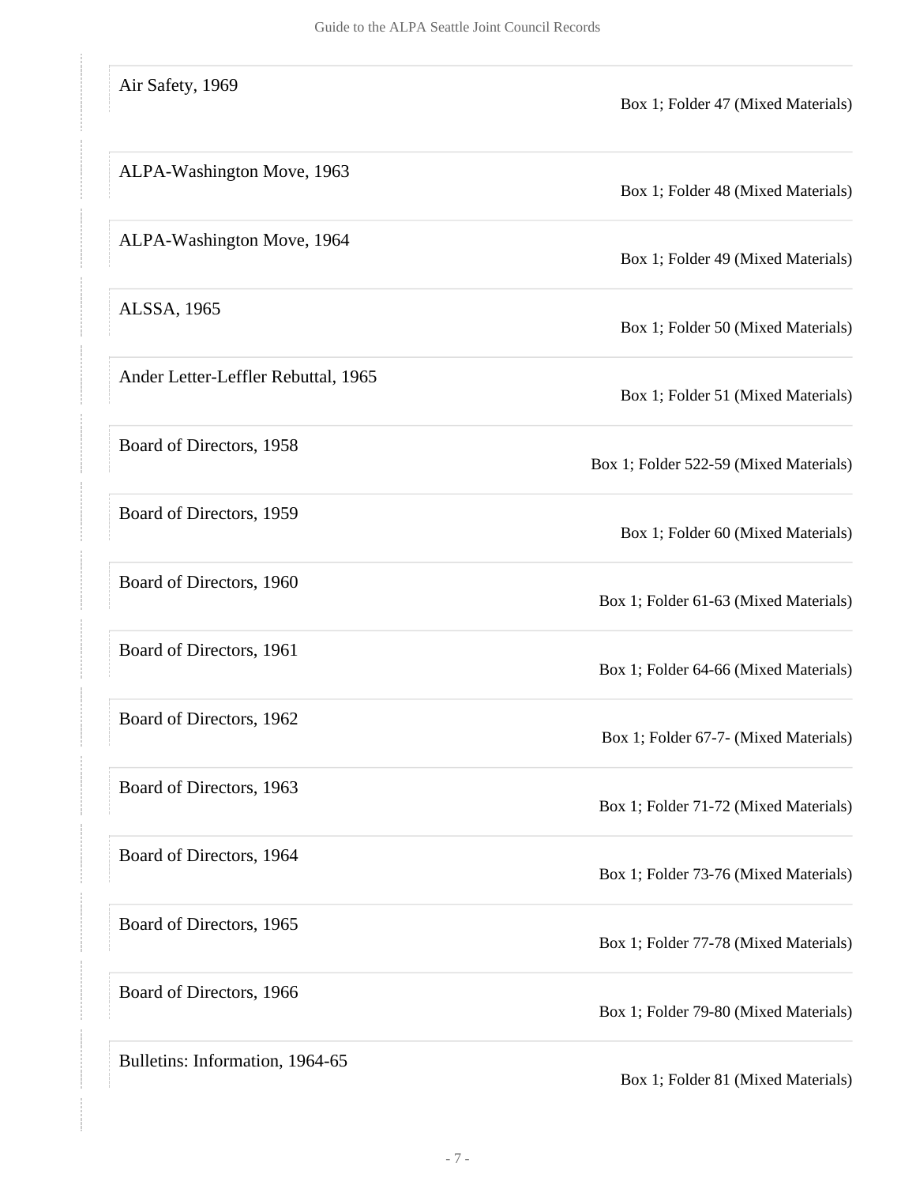| Title | Location |
|---|---|
| Air Safety, 1969 | Box 1; Folder 47 (Mixed Materials) |
| ALPA-Washington Move, 1963 | Box 1; Folder 48 (Mixed Materials) |
| ALPA-Washington Move, 1964 | Box 1; Folder 49 (Mixed Materials) |
| ALSSA, 1965 | Box 1; Folder 50 (Mixed Materials) |
| Ander Letter-Leffler Rebuttal, 1965 | Box 1; Folder 51 (Mixed Materials) |
| Board of Directors, 1958 | Box 1; Folder 522-59 (Mixed Materials) |
| Board of Directors, 1959 | Box 1; Folder 60 (Mixed Materials) |
| Board of Directors, 1960 | Box 1; Folder 61-63 (Mixed Materials) |
| Board of Directors, 1961 | Box 1; Folder 64-66 (Mixed Materials) |
| Board of Directors, 1962 | Box 1; Folder 67-7- (Mixed Materials) |
| Board of Directors, 1963 | Box 1; Folder 71-72 (Mixed Materials) |
| Board of Directors, 1964 | Box 1; Folder 73-76 (Mixed Materials) |
| Board of Directors, 1965 | Box 1; Folder 77-78 (Mixed Materials) |
| Board of Directors, 1966 | Box 1; Folder 79-80 (Mixed Materials) |
| Bulletins: Information, 1964-65 | Box 1; Folder 81 (Mixed Materials) |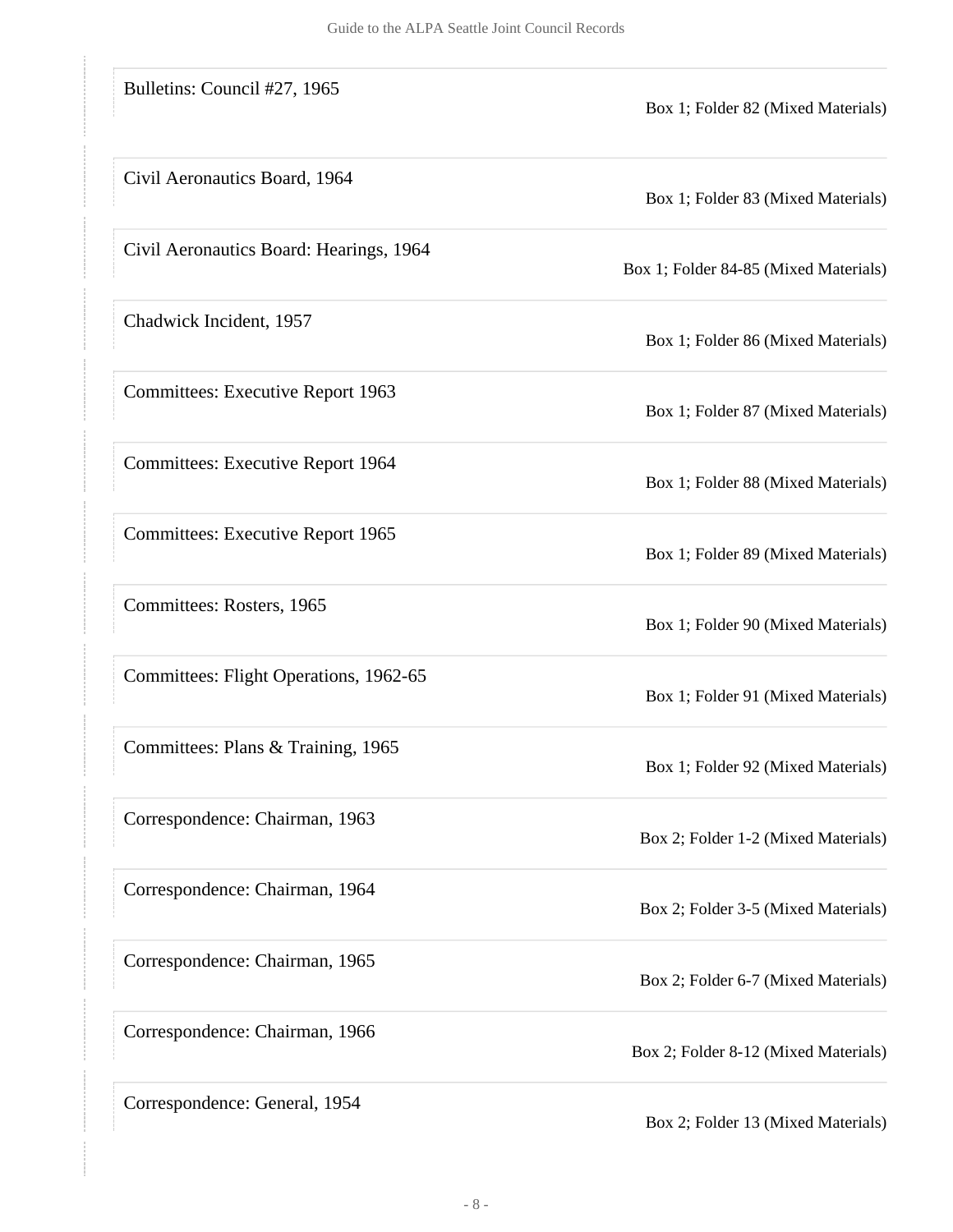| | |
|---|---|
| Bulletins: Council #27, 1965 | Box 1; Folder 82 (Mixed Materials) |
| Civil Aeronautics Board, 1964 | Box 1; Folder 83 (Mixed Materials) |
| Civil Aeronautics Board: Hearings, 1964 | Box 1; Folder 84-85 (Mixed Materials) |
| Chadwick Incident, 1957 | Box 1; Folder 86 (Mixed Materials) |
| Committees: Executive Report 1963 | Box 1; Folder 87 (Mixed Materials) |
| Committees: Executive Report 1964 | Box 1; Folder 88 (Mixed Materials) |
| Committees: Executive Report 1965 | Box 1; Folder 89 (Mixed Materials) |
| Committees: Rosters, 1965 | Box 1; Folder 90 (Mixed Materials) |
| Committees: Flight Operations, 1962-65 | Box 1; Folder 91 (Mixed Materials) |
| Committees: Plans & Training, 1965 | Box 1; Folder 92 (Mixed Materials) |
| Correspondence: Chairman, 1963 | Box 2; Folder 1-2 (Mixed Materials) |
| Correspondence: Chairman, 1964 | Box 2; Folder 3-5 (Mixed Materials) |
| Correspondence: Chairman, 1965 | Box 2; Folder 6-7 (Mixed Materials) |
| Correspondence: Chairman, 1966 | Box 2; Folder 8-12 (Mixed Materials) |
| Correspondence: General, 1954 | Box 2; Folder 13 (Mixed Materials) |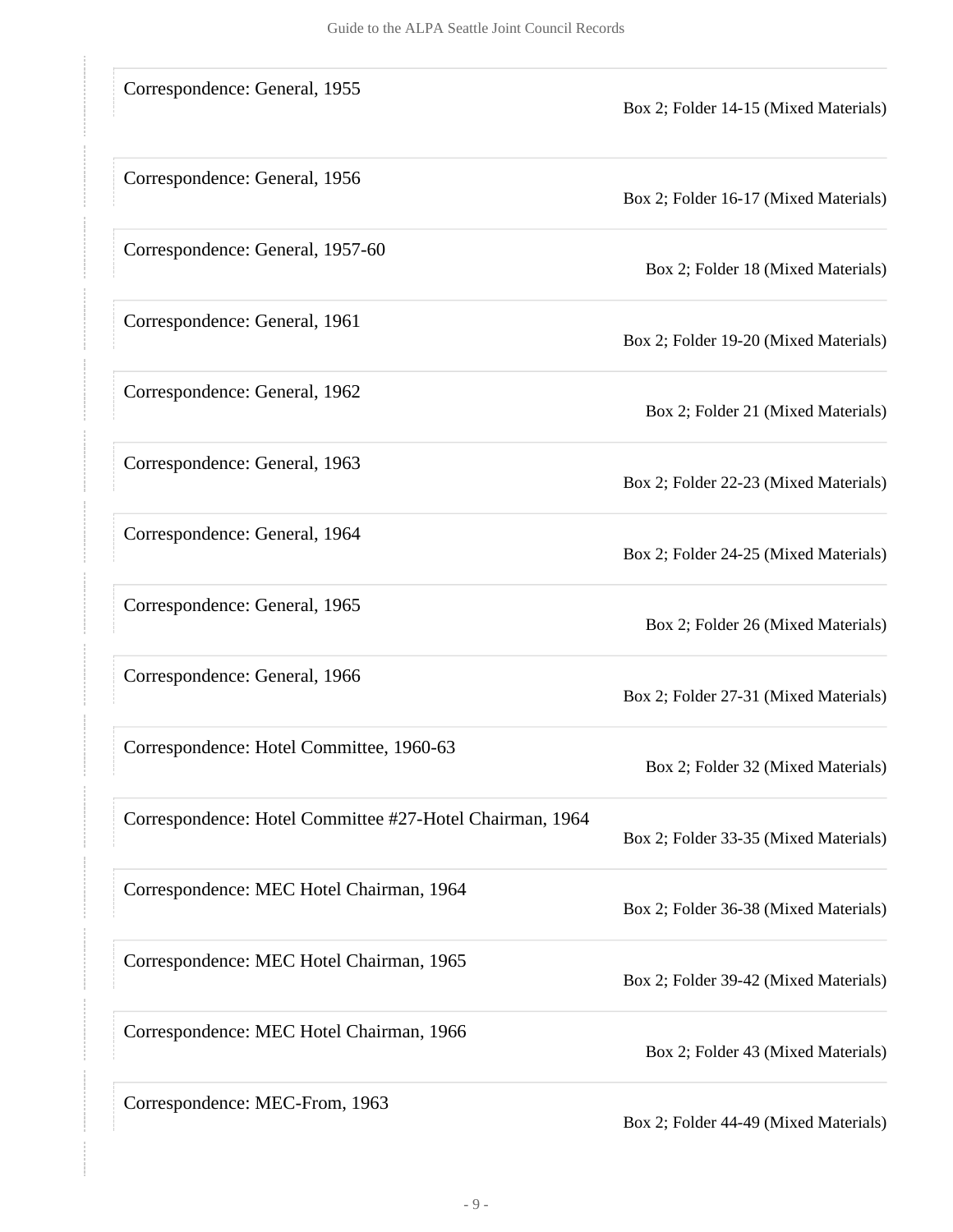| | |
|---|---|
| Correspondence: General, 1955 | Box 2; Folder 14-15 (Mixed Materials) |
| Correspondence: General, 1956 | Box 2; Folder 16-17 (Mixed Materials) |
| Correspondence: General, 1957-60 | Box 2; Folder 18 (Mixed Materials) |
| Correspondence: General, 1961 | Box 2; Folder 19-20 (Mixed Materials) |
| Correspondence: General, 1962 | Box 2; Folder 21 (Mixed Materials) |
| Correspondence: General, 1963 | Box 2; Folder 22-23 (Mixed Materials) |
| Correspondence: General, 1964 | Box 2; Folder 24-25 (Mixed Materials) |
| Correspondence: General, 1965 | Box 2; Folder 26 (Mixed Materials) |
| Correspondence: General, 1966 | Box 2; Folder 27-31 (Mixed Materials) |
| Correspondence: Hotel Committee, 1960-63 | Box 2; Folder 32 (Mixed Materials) |
| Correspondence: Hotel Committee #27-Hotel Chairman, 1964 | Box 2; Folder 33-35 (Mixed Materials) |
| Correspondence: MEC Hotel Chairman, 1964 | Box 2; Folder 36-38 (Mixed Materials) |
| Correspondence: MEC Hotel Chairman, 1965 | Box 2; Folder 39-42 (Mixed Materials) |
| Correspondence: MEC Hotel Chairman, 1966 | Box 2; Folder 43 (Mixed Materials) |
| Correspondence: MEC-From, 1963 | Box 2; Folder 44-49 (Mixed Materials) |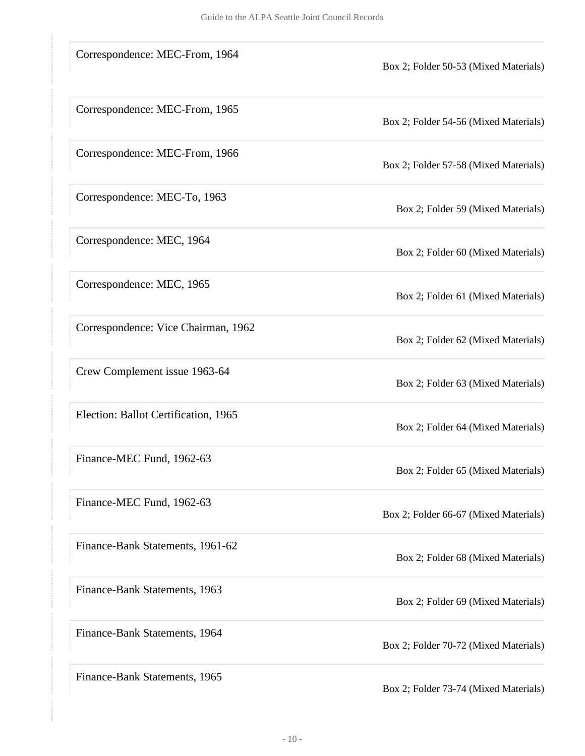| | |
|---|---|
| Correspondence: MEC-From, 1964 | Box 2; Folder 50-53 (Mixed Materials) |
| Correspondence: MEC-From, 1965 | Box 2; Folder 54-56 (Mixed Materials) |
| Correspondence: MEC-From, 1966 | Box 2; Folder 57-58 (Mixed Materials) |
| Correspondence: MEC-To, 1963 | Box 2; Folder 59 (Mixed Materials) |
| Correspondence: MEC, 1964 | Box 2; Folder 60 (Mixed Materials) |
| Correspondence: MEC, 1965 | Box 2; Folder 61 (Mixed Materials) |
| Correspondence: Vice Chairman, 1962 | Box 2; Folder 62 (Mixed Materials) |
| Crew Complement issue 1963-64 | Box 2; Folder 63 (Mixed Materials) |
| Election: Ballot Certification, 1965 | Box 2; Folder 64 (Mixed Materials) |
| Finance-MEC Fund, 1962-63 | Box 2; Folder 65 (Mixed Materials) |
| Finance-MEC Fund, 1962-63 | Box 2; Folder 66-67 (Mixed Materials) |
| Finance-Bank Statements, 1961-62 | Box 2; Folder 68 (Mixed Materials) |
| Finance-Bank Statements, 1963 | Box 2; Folder 69 (Mixed Materials) |
| Finance-Bank Statements, 1964 | Box 2; Folder 70-72 (Mixed Materials) |
| Finance-Bank Statements, 1965 | Box 2; Folder 73-74 (Mixed Materials) |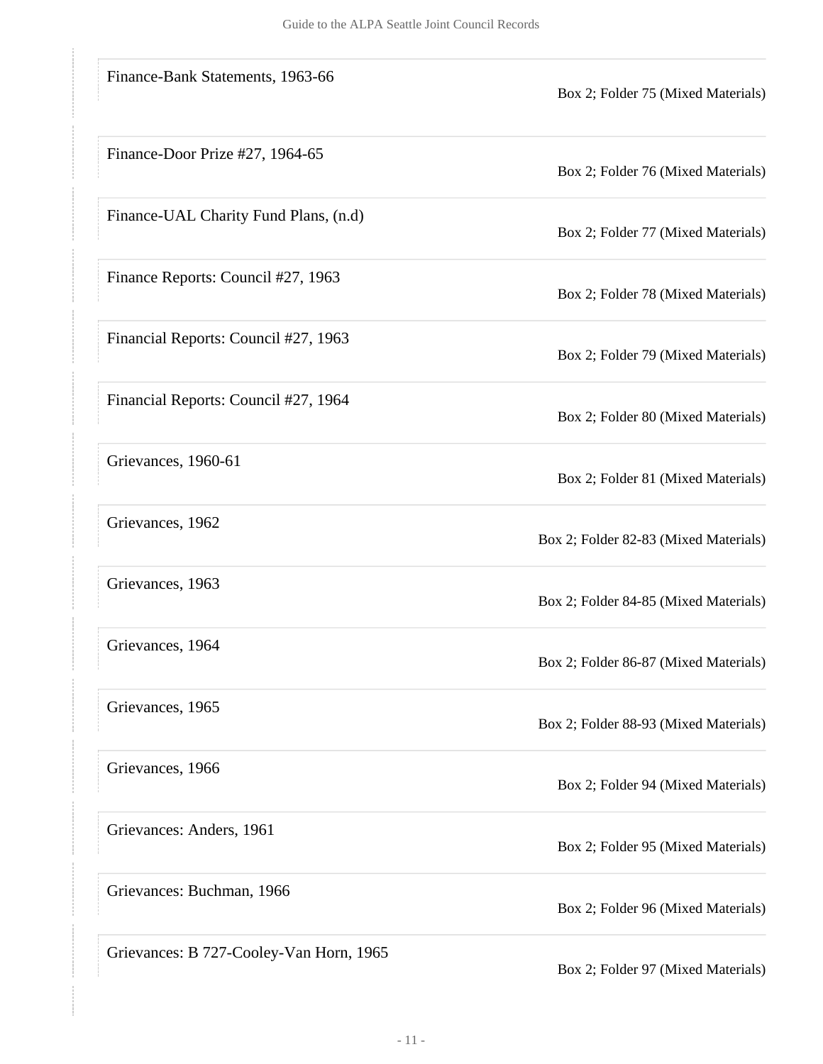| | |
|---|---|
| Finance-Bank Statements, 1963-66 | Box 2; Folder 75 (Mixed Materials) |
| Finance-Door Prize #27, 1964-65 | Box 2; Folder 76 (Mixed Materials) |
| Finance-UAL Charity Fund Plans, (n.d) | Box 2; Folder 77 (Mixed Materials) |
| Finance Reports: Council #27, 1963 | Box 2; Folder 78 (Mixed Materials) |
| Financial Reports: Council #27, 1963 | Box 2; Folder 79 (Mixed Materials) |
| Financial Reports: Council #27, 1964 | Box 2; Folder 80 (Mixed Materials) |
| Grievances, 1960-61 | Box 2; Folder 81 (Mixed Materials) |
| Grievances, 1962 | Box 2; Folder 82-83 (Mixed Materials) |
| Grievances, 1963 | Box 2; Folder 84-85 (Mixed Materials) |
| Grievances, 1964 | Box 2; Folder 86-87 (Mixed Materials) |
| Grievances, 1965 | Box 2; Folder 88-93 (Mixed Materials) |
| Grievances, 1966 | Box 2; Folder 94 (Mixed Materials) |
| Grievances: Anders, 1961 | Box 2; Folder 95 (Mixed Materials) |
| Grievances: Buchman, 1966 | Box 2; Folder 96 (Mixed Materials) |
| Grievances: B 727-Cooley-Van Horn, 1965 | Box 2; Folder 97 (Mixed Materials) |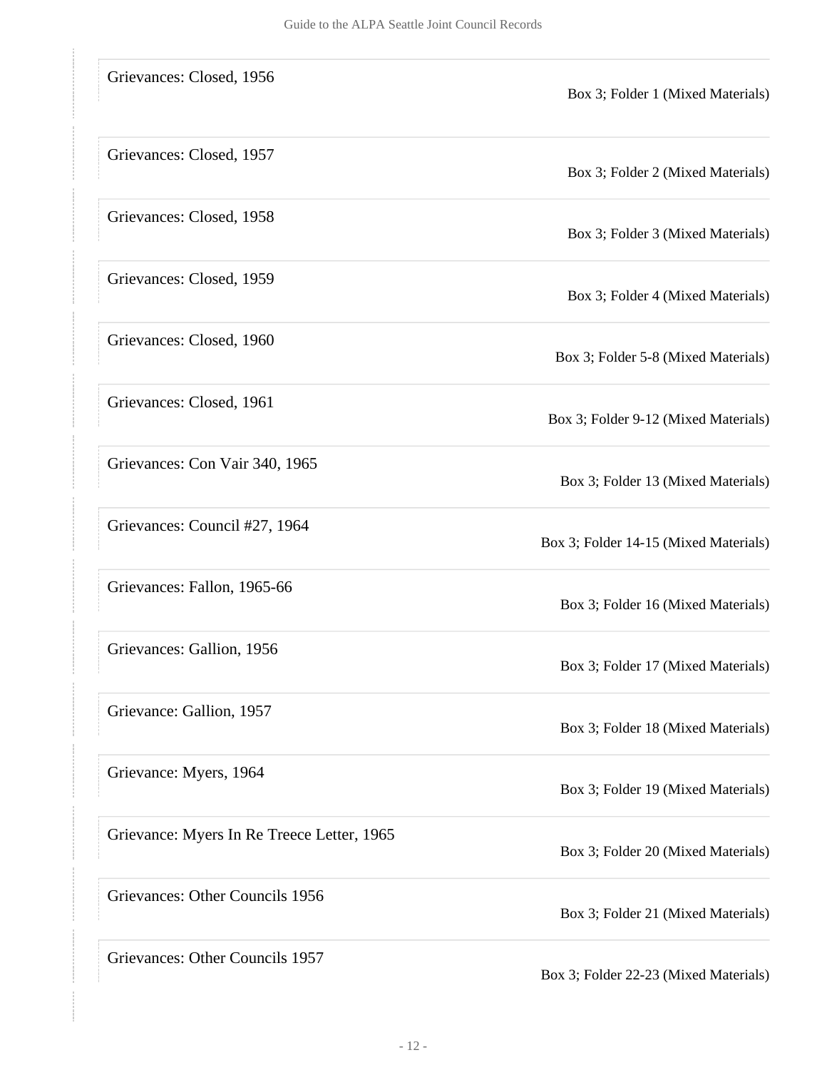| | |
|---|---|
| Grievances: Closed, 1956 | Box 3; Folder 1 (Mixed Materials) |
| Grievances: Closed, 1957 | Box 3; Folder 2 (Mixed Materials) |
| Grievances: Closed, 1958 | Box 3; Folder 3 (Mixed Materials) |
| Grievances: Closed, 1959 | Box 3; Folder 4 (Mixed Materials) |
| Grievances: Closed, 1960 | Box 3; Folder 5-8 (Mixed Materials) |
| Grievances: Closed, 1961 | Box 3; Folder 9-12 (Mixed Materials) |
| Grievances: Con Vair 340, 1965 | Box 3; Folder 13 (Mixed Materials) |
| Grievances: Council #27, 1964 | Box 3; Folder 14-15 (Mixed Materials) |
| Grievances: Fallon, 1965-66 | Box 3; Folder 16 (Mixed Materials) |
| Grievances: Gallion, 1956 | Box 3; Folder 17 (Mixed Materials) |
| Grievance: Gallion, 1957 | Box 3; Folder 18 (Mixed Materials) |
| Grievance: Myers, 1964 | Box 3; Folder 19 (Mixed Materials) |
| Grievance: Myers In Re Treece Letter, 1965 | Box 3; Folder 20 (Mixed Materials) |
| Grievances: Other Councils 1956 | Box 3; Folder 21 (Mixed Materials) |
| Grievances: Other Councils 1957 | Box 3; Folder 22-23 (Mixed Materials) |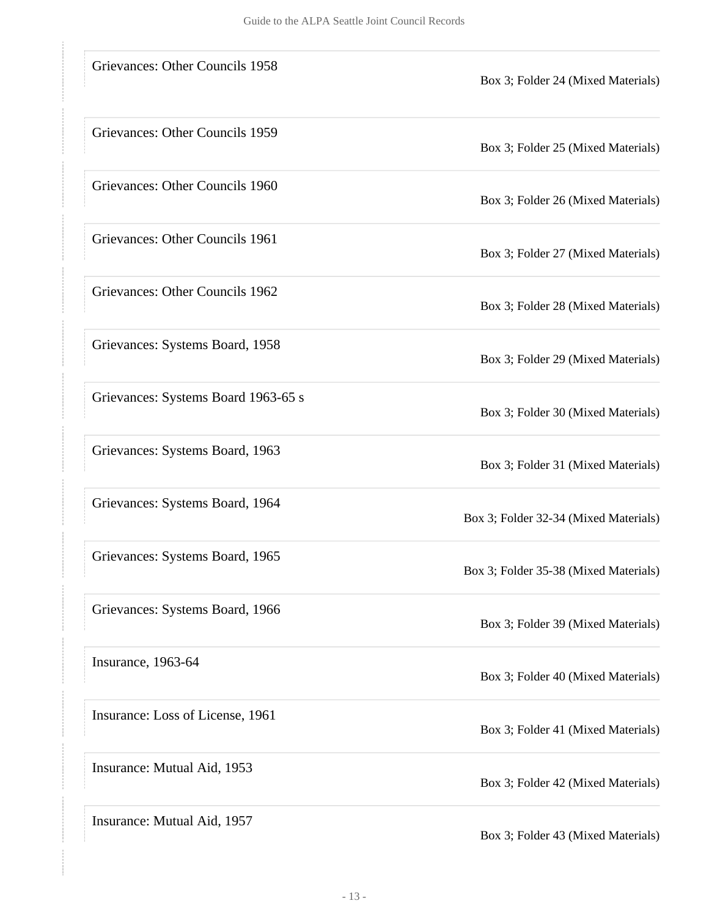| | |
|---|---|
| Grievances: Other Councils 1958 | Box 3; Folder 24 (Mixed Materials) |
| Grievances: Other Councils 1959 | Box 3; Folder 25 (Mixed Materials) |
| Grievances: Other Councils 1960 | Box 3; Folder 26 (Mixed Materials) |
| Grievances: Other Councils 1961 | Box 3; Folder 27 (Mixed Materials) |
| Grievances: Other Councils 1962 | Box 3; Folder 28 (Mixed Materials) |
| Grievances: Systems Board, 1958 | Box 3; Folder 29 (Mixed Materials) |
| Grievances: Systems Board 1963-65 s | Box 3; Folder 30 (Mixed Materials) |
| Grievances: Systems Board, 1963 | Box 3; Folder 31 (Mixed Materials) |
| Grievances: Systems Board, 1964 | Box 3; Folder 32-34 (Mixed Materials) |
| Grievances: Systems Board, 1965 | Box 3; Folder 35-38 (Mixed Materials) |
| Grievances: Systems Board, 1966 | Box 3; Folder 39 (Mixed Materials) |
| Insurance, 1963-64 | Box 3; Folder 40 (Mixed Materials) |
| Insurance: Loss of License, 1961 | Box 3; Folder 41 (Mixed Materials) |
| Insurance: Mutual Aid, 1953 | Box 3; Folder 42 (Mixed Materials) |
| Insurance: Mutual Aid, 1957 | Box 3; Folder 43 (Mixed Materials) |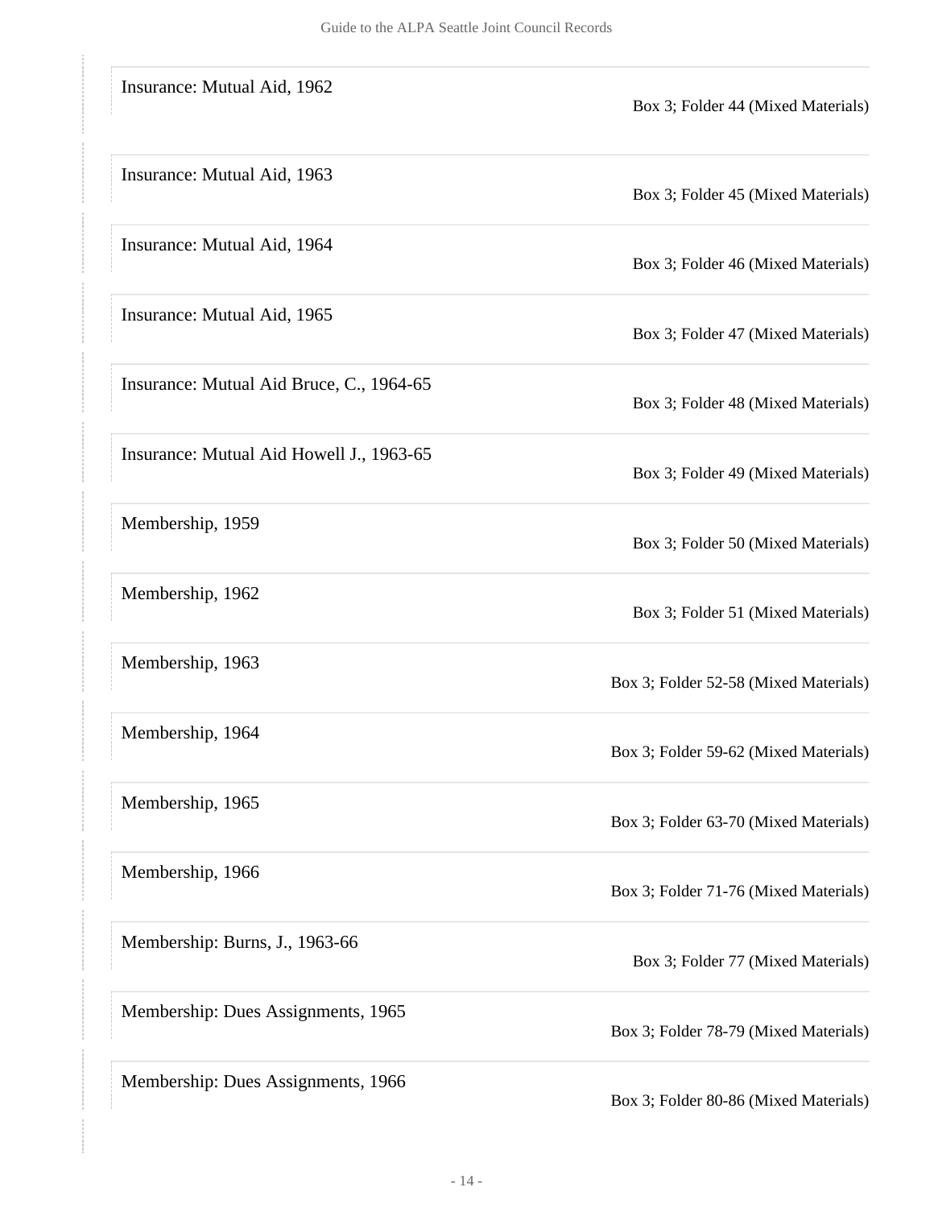| | |
|---|---|
| Insurance: Mutual Aid, 1962 | Box 3; Folder 44 (Mixed Materials) |
| Insurance: Mutual Aid, 1963 | Box 3; Folder 45 (Mixed Materials) |
| Insurance: Mutual Aid, 1964 | Box 3; Folder 46 (Mixed Materials) |
| Insurance: Mutual Aid, 1965 | Box 3; Folder 47 (Mixed Materials) |
| Insurance: Mutual Aid Bruce, C., 1964-65 | Box 3; Folder 48 (Mixed Materials) |
| Insurance: Mutual Aid Howell J., 1963-65 | Box 3; Folder 49 (Mixed Materials) |
| Membership, 1959 | Box 3; Folder 50 (Mixed Materials) |
| Membership, 1962 | Box 3; Folder 51 (Mixed Materials) |
| Membership, 1963 | Box 3; Folder 52-58 (Mixed Materials) |
| Membership, 1964 | Box 3; Folder 59-62 (Mixed Materials) |
| Membership, 1965 | Box 3; Folder 63-70 (Mixed Materials) |
| Membership, 1966 | Box 3; Folder 71-76 (Mixed Materials) |
| Membership: Burns, J., 1963-66 | Box 3; Folder 77 (Mixed Materials) |
| Membership: Dues Assignments, 1965 | Box 3; Folder 78-79 (Mixed Materials) |
| Membership: Dues Assignments, 1966 | Box 3; Folder 80-86 (Mixed Materials) |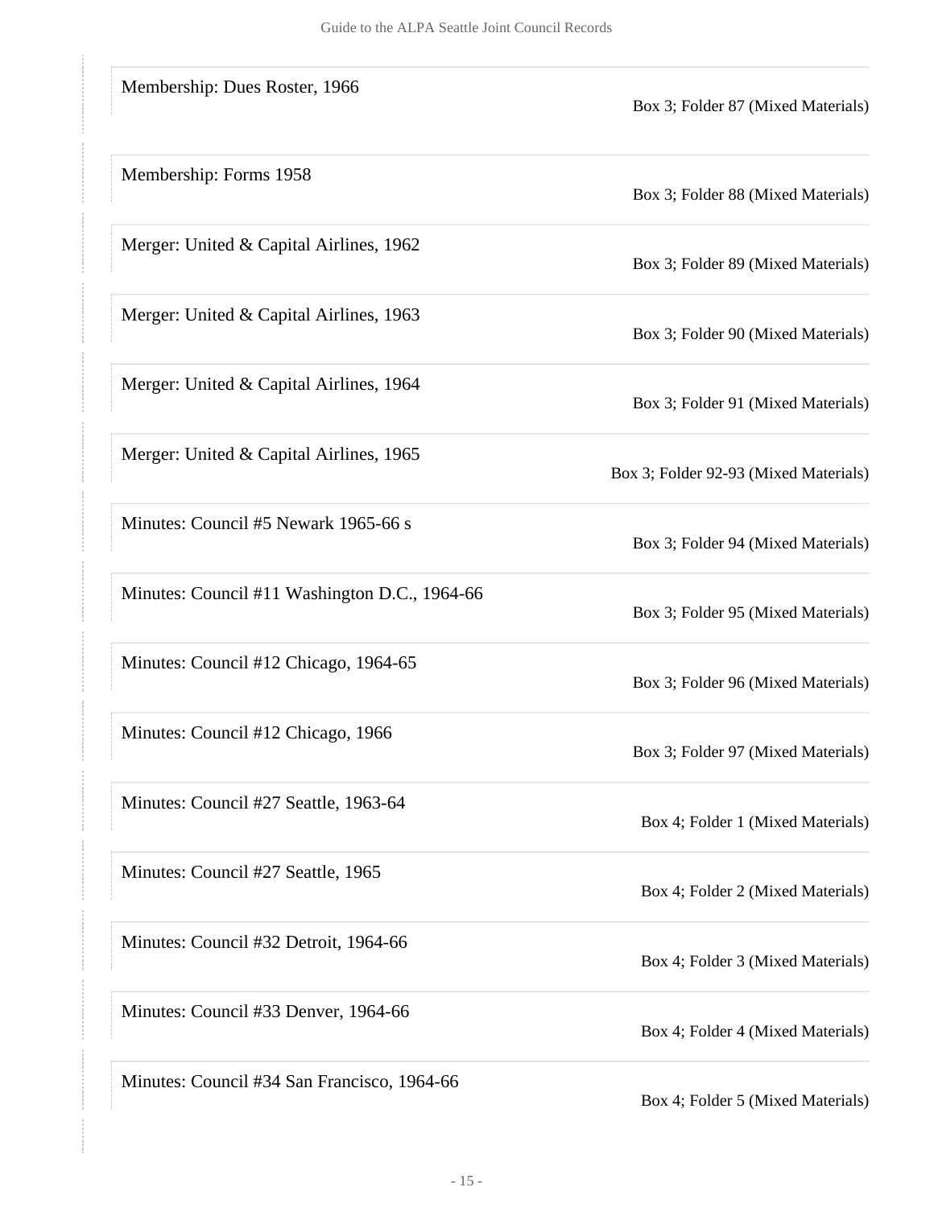| | |
|---|---|
| Membership: Dues Roster, 1966 | Box 3; Folder 87 (Mixed Materials) |
| Membership: Forms 1958 | Box 3; Folder 88 (Mixed Materials) |
| Merger: United & Capital Airlines, 1962 | Box 3; Folder 89 (Mixed Materials) |
| Merger: United & Capital Airlines, 1963 | Box 3; Folder 90 (Mixed Materials) |
| Merger: United & Capital Airlines, 1964 | Box 3; Folder 91 (Mixed Materials) |
| Merger: United & Capital Airlines, 1965 | Box 3; Folder 92-93 (Mixed Materials) |
| Minutes: Council #5 Newark 1965-66 s | Box 3; Folder 94 (Mixed Materials) |
| Minutes: Council #11 Washington D.C., 1964-66 | Box 3; Folder 95 (Mixed Materials) |
| Minutes: Council #12 Chicago, 1964-65 | Box 3; Folder 96 (Mixed Materials) |
| Minutes: Council #12 Chicago, 1966 | Box 3; Folder 97 (Mixed Materials) |
| Minutes: Council #27 Seattle, 1963-64 | Box 4; Folder 1 (Mixed Materials) |
| Minutes: Council #27 Seattle, 1965 | Box 4; Folder 2 (Mixed Materials) |
| Minutes: Council #32 Detroit, 1964-66 | Box 4; Folder 3 (Mixed Materials) |
| Minutes: Council #33 Denver, 1964-66 | Box 4; Folder 4 (Mixed Materials) |
| Minutes: Council #34 San Francisco, 1964-66 | Box 4; Folder 5 (Mixed Materials) |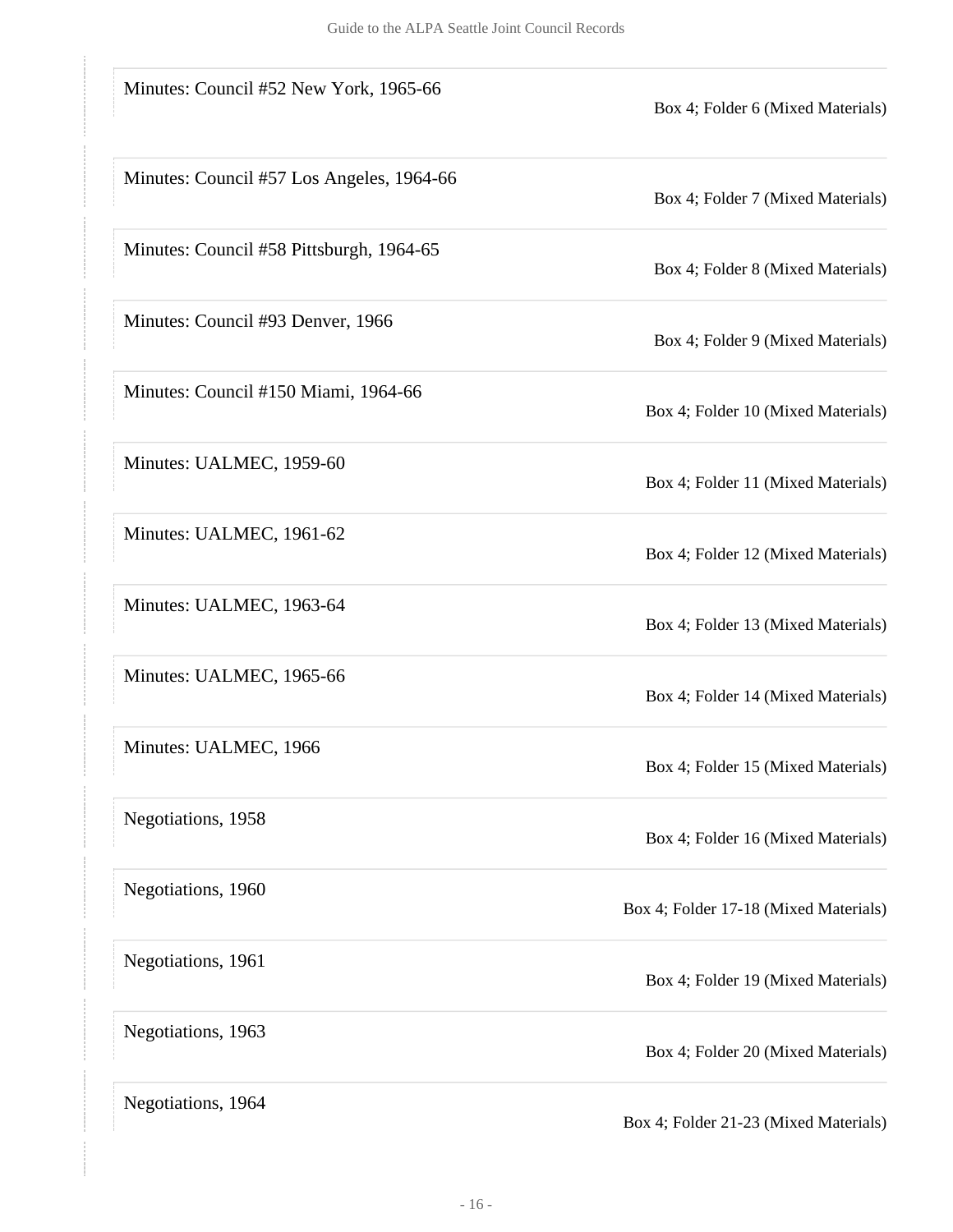| | |
|---|---|
| Minutes: Council #52 New York, 1965-66 | Box 4; Folder 6 (Mixed Materials) |
| Minutes: Council #57 Los Angeles, 1964-66 | Box 4; Folder 7 (Mixed Materials) |
| Minutes: Council #58 Pittsburgh, 1964-65 | Box 4; Folder 8 (Mixed Materials) |
| Minutes: Council #93 Denver, 1966 | Box 4; Folder 9 (Mixed Materials) |
| Minutes: Council #150 Miami, 1964-66 | Box 4; Folder 10 (Mixed Materials) |
| Minutes: UALMEC, 1959-60 | Box 4; Folder 11 (Mixed Materials) |
| Minutes: UALMEC, 1961-62 | Box 4; Folder 12 (Mixed Materials) |
| Minutes: UALMEC, 1963-64 | Box 4; Folder 13 (Mixed Materials) |
| Minutes: UALMEC, 1965-66 | Box 4; Folder 14 (Mixed Materials) |
| Minutes: UALMEC, 1966 | Box 4; Folder 15 (Mixed Materials) |
| Negotiations, 1958 | Box 4; Folder 16 (Mixed Materials) |
| Negotiations, 1960 | Box 4; Folder 17-18 (Mixed Materials) |
| Negotiations, 1961 | Box 4; Folder 19 (Mixed Materials) |
| Negotiations, 1963 | Box 4; Folder 20 (Mixed Materials) |
| Negotiations, 1964 | Box 4; Folder 21-23 (Mixed Materials) |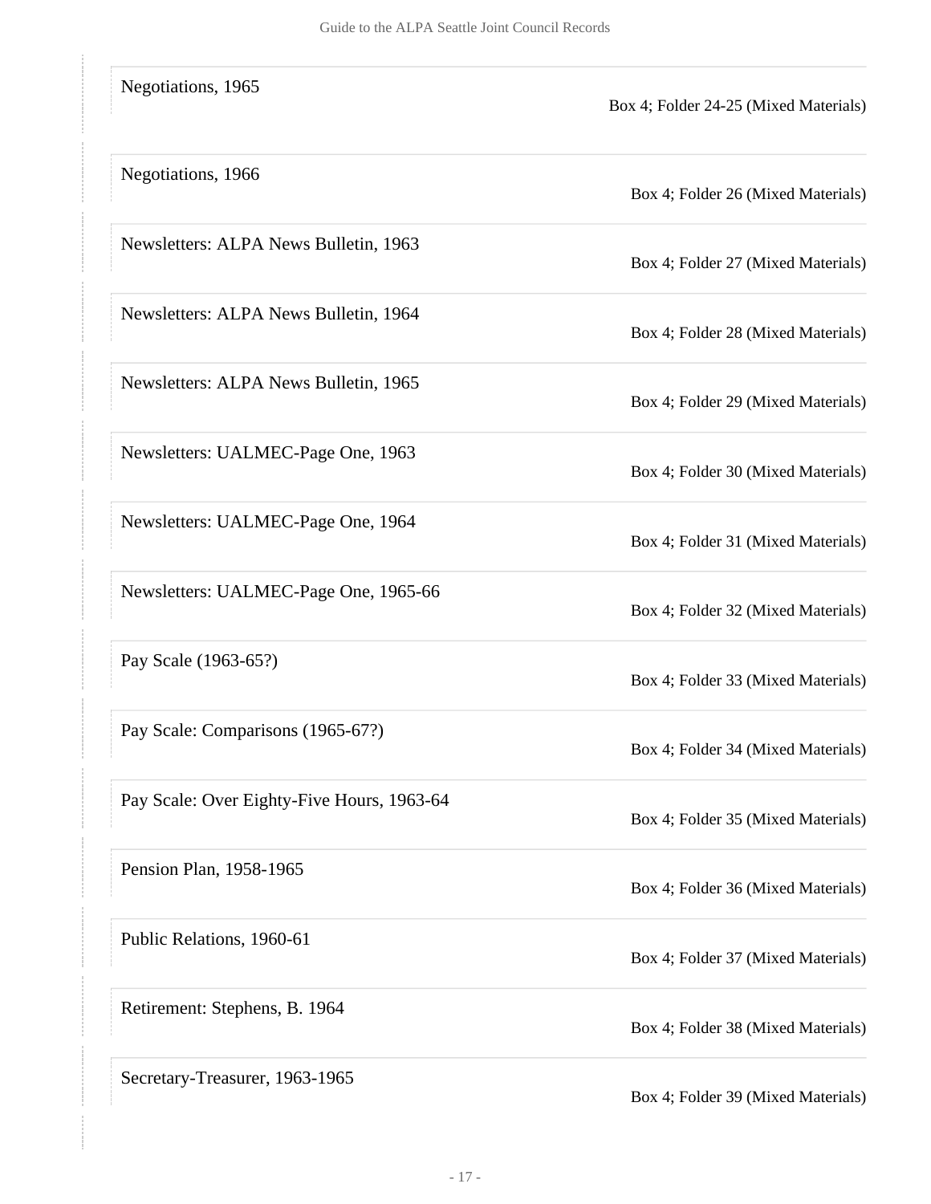| | |
|---|---|
| Negotiations, 1965 | Box 4; Folder 24-25 (Mixed Materials) |
| Negotiations, 1966 | Box 4; Folder 26 (Mixed Materials) |
| Newsletters: ALPA News Bulletin, 1963 | Box 4; Folder 27 (Mixed Materials) |
| Newsletters: ALPA News Bulletin, 1964 | Box 4; Folder 28 (Mixed Materials) |
| Newsletters: ALPA News Bulletin, 1965 | Box 4; Folder 29 (Mixed Materials) |
| Newsletters: UALMEC-Page One, 1963 | Box 4; Folder 30 (Mixed Materials) |
| Newsletters: UALMEC-Page One, 1964 | Box 4; Folder 31 (Mixed Materials) |
| Newsletters: UALMEC-Page One, 1965-66 | Box 4; Folder 32 (Mixed Materials) |
| Pay Scale (1963-65?) | Box 4; Folder 33 (Mixed Materials) |
| Pay Scale: Comparisons (1965-67?) | Box 4; Folder 34 (Mixed Materials) |
| Pay Scale: Over Eighty-Five Hours, 1963-64 | Box 4; Folder 35 (Mixed Materials) |
| Pension Plan, 1958-1965 | Box 4; Folder 36 (Mixed Materials) |
| Public Relations, 1960-61 | Box 4; Folder 37 (Mixed Materials) |
| Retirement: Stephens, B. 1964 | Box 4; Folder 38 (Mixed Materials) |
| Secretary-Treasurer, 1963-1965 | Box 4; Folder 39 (Mixed Materials) |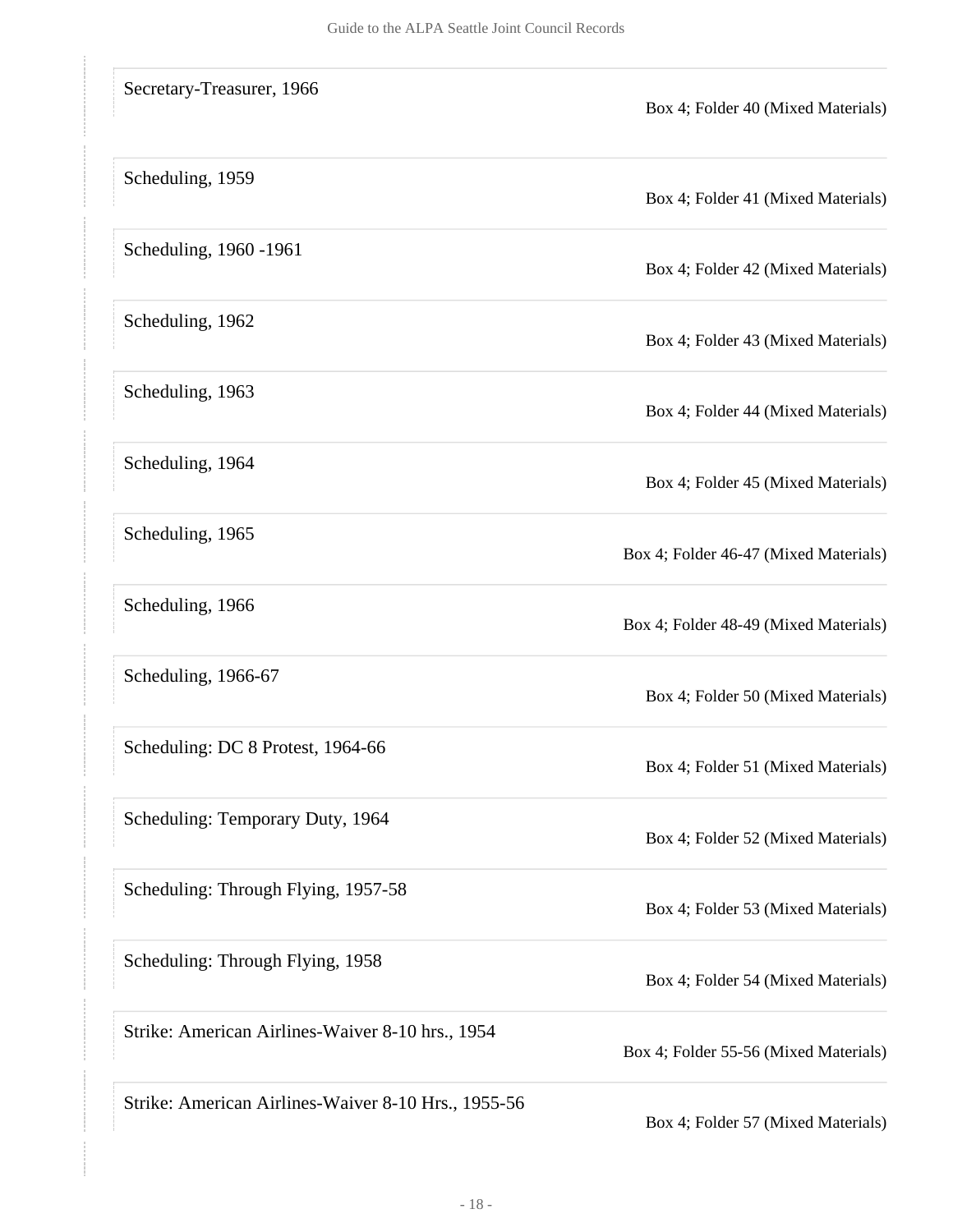| | |
|---|---|
| Secretary-Treasurer, 1966 | Box 4; Folder 40 (Mixed Materials) |
| Scheduling, 1959 | Box 4; Folder 41 (Mixed Materials) |
| Scheduling, 1960 -1961 | Box 4; Folder 42 (Mixed Materials) |
| Scheduling, 1962 | Box 4; Folder 43 (Mixed Materials) |
| Scheduling, 1963 | Box 4; Folder 44 (Mixed Materials) |
| Scheduling, 1964 | Box 4; Folder 45 (Mixed Materials) |
| Scheduling, 1965 | Box 4; Folder 46-47 (Mixed Materials) |
| Scheduling, 1966 | Box 4; Folder 48-49 (Mixed Materials) |
| Scheduling, 1966-67 | Box 4; Folder 50 (Mixed Materials) |
| Scheduling: DC 8 Protest, 1964-66 | Box 4; Folder 51 (Mixed Materials) |
| Scheduling: Temporary Duty, 1964 | Box 4; Folder 52 (Mixed Materials) |
| Scheduling: Through Flying, 1957-58 | Box 4; Folder 53 (Mixed Materials) |
| Scheduling: Through Flying, 1958 | Box 4; Folder 54 (Mixed Materials) |
| Strike: American Airlines-Waiver 8-10 hrs., 1954 | Box 4; Folder 55-56 (Mixed Materials) |
| Strike: American Airlines-Waiver 8-10 Hrs., 1955-56 | Box 4; Folder 57 (Mixed Materials) |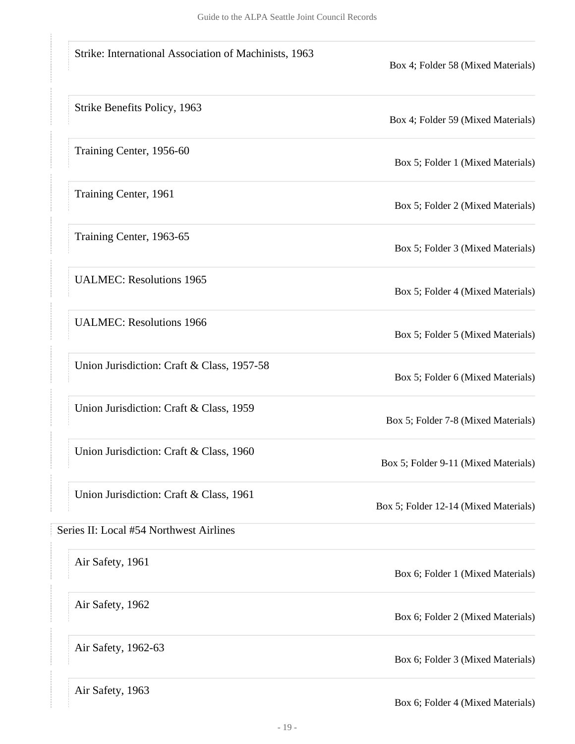Strike: International Association of Machinists, 1963
Box 4; Folder 58 (Mixed Materials)

Strike Benefits Policy, 1963
Box 4; Folder 59 (Mixed Materials)

Training Center, 1956-60
Box 5; Folder 1 (Mixed Materials)

Training Center, 1961
Box 5; Folder 2 (Mixed Materials)

Training Center, 1963-65
Box 5; Folder 3 (Mixed Materials)

UALMEC: Resolutions 1965
Box 5; Folder 4 (Mixed Materials)

UALMEC: Resolutions 1966
Box 5; Folder 5 (Mixed Materials)

Union Jurisdiction: Craft & Class, 1957-58
Box 5; Folder 6 (Mixed Materials)

Union Jurisdiction: Craft & Class, 1959
Box 5; Folder 7-8 (Mixed Materials)

Union Jurisdiction: Craft & Class, 1960
Box 5; Folder 9-11 (Mixed Materials)

Union Jurisdiction: Craft & Class, 1961
Box 5; Folder 12-14 (Mixed Materials)

## Series II: Local #54 Northwest Airlines

Air Safety, 1961
Box 6; Folder 1 (Mixed Materials)

Air Safety, 1962
Box 6; Folder 2 (Mixed Materials)

Air Safety, 1962-63
Box 6; Folder 3 (Mixed Materials)

Air Safety, 1963
Box 6; Folder 4 (Mixed Materials)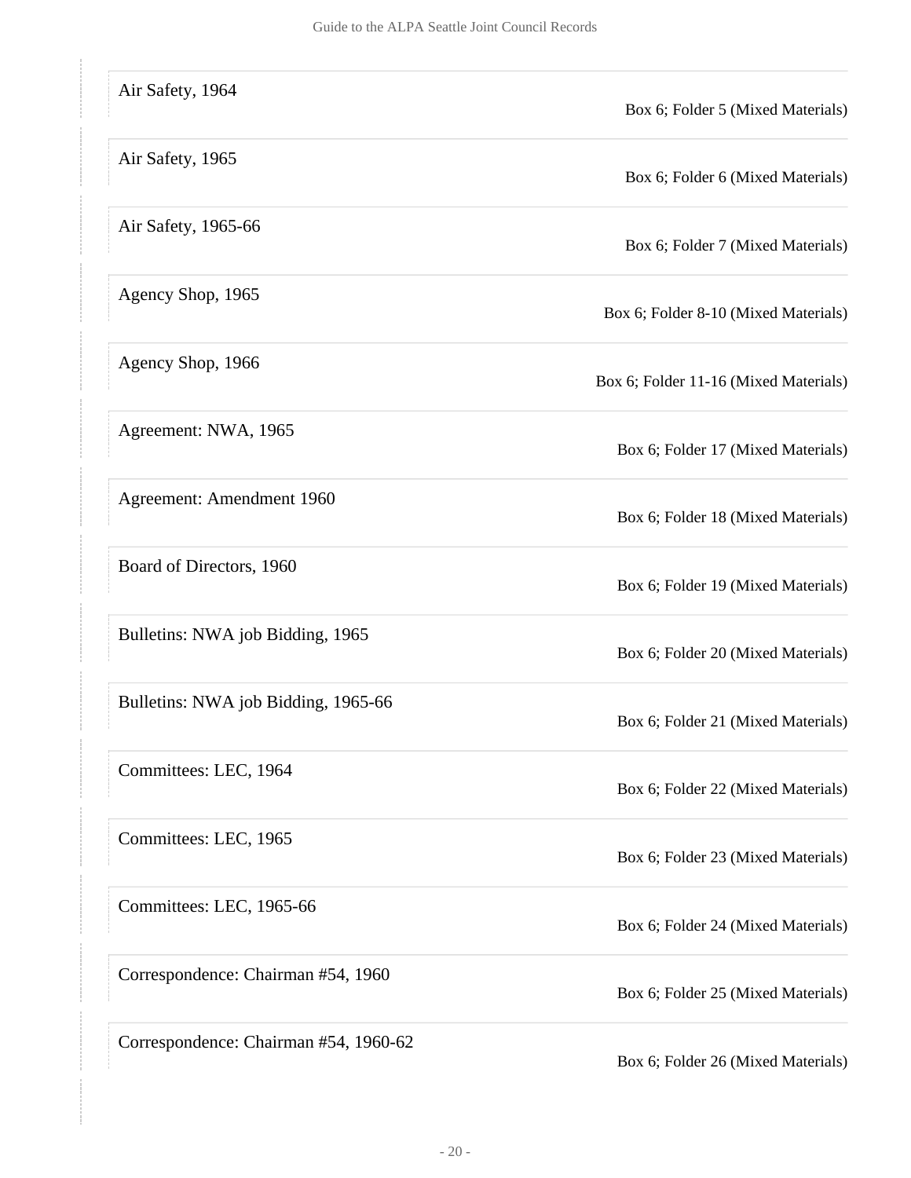| | |
|---|---|
| Air Safety, 1964 | Box 6; Folder 5 (Mixed Materials) |
| Air Safety, 1965 | Box 6; Folder 6 (Mixed Materials) |
| Air Safety, 1965-66 | Box 6; Folder 7 (Mixed Materials) |
| Agency Shop, 1965 | Box 6; Folder 8-10 (Mixed Materials) |
| Agency Shop, 1966 | Box 6; Folder 11-16 (Mixed Materials) |
| Agreement: NWA, 1965 | Box 6; Folder 17 (Mixed Materials) |
| Agreement: Amendment 1960 | Box 6; Folder 18 (Mixed Materials) |
| Board of Directors, 1960 | Box 6; Folder 19 (Mixed Materials) |
| Bulletins: NWA job Bidding, 1965 | Box 6; Folder 20 (Mixed Materials) |
| Bulletins: NWA job Bidding, 1965-66 | Box 6; Folder 21 (Mixed Materials) |
| Committees: LEC, 1964 | Box 6; Folder 22 (Mixed Materials) |
| Committees: LEC, 1965 | Box 6; Folder 23 (Mixed Materials) |
| Committees: LEC, 1965-66 | Box 6; Folder 24 (Mixed Materials) |
| Correspondence: Chairman #54, 1960 | Box 6; Folder 25 (Mixed Materials) |
| Correspondence: Chairman #54, 1960-62 | Box 6; Folder 26 (Mixed Materials) |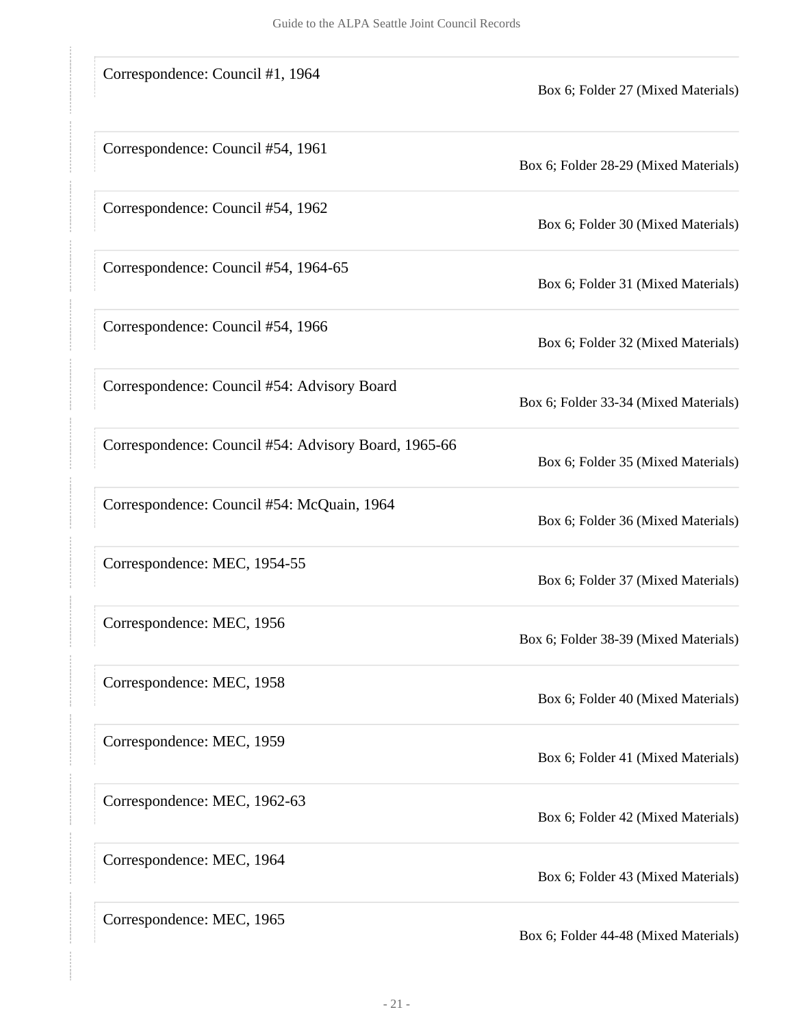Correspondence: Council #1, 1964

Box 6; Folder 27 (Mixed Materials)

Correspondence: Council #54, 1961

Box 6; Folder 28-29 (Mixed Materials)

Correspondence: Council #54, 1962

Box 6; Folder 30 (Mixed Materials)

Correspondence: Council #54, 1964-65

Box 6; Folder 31 (Mixed Materials)

Correspondence: Council #54, 1966

Box 6; Folder 32 (Mixed Materials)

Correspondence: Council #54: Advisory Board

Box 6; Folder 33-34 (Mixed Materials)

Correspondence: Council #54: Advisory Board, 1965-66

Box 6; Folder 35 (Mixed Materials)

Correspondence: Council #54: McQuain, 1964

Box 6; Folder 36 (Mixed Materials)

Correspondence: MEC, 1954-55

Box 6; Folder 37 (Mixed Materials)

Correspondence: MEC, 1956

Box 6; Folder 38-39 (Mixed Materials)

Correspondence: MEC, 1958

Box 6; Folder 40 (Mixed Materials)

Correspondence: MEC, 1959

Box 6; Folder 41 (Mixed Materials)

Correspondence: MEC, 1962-63

Box 6; Folder 42 (Mixed Materials)

Correspondence: MEC, 1964

Box 6; Folder 43 (Mixed Materials)

Correspondence: MEC, 1965

Box 6; Folder 44-48 (Mixed Materials)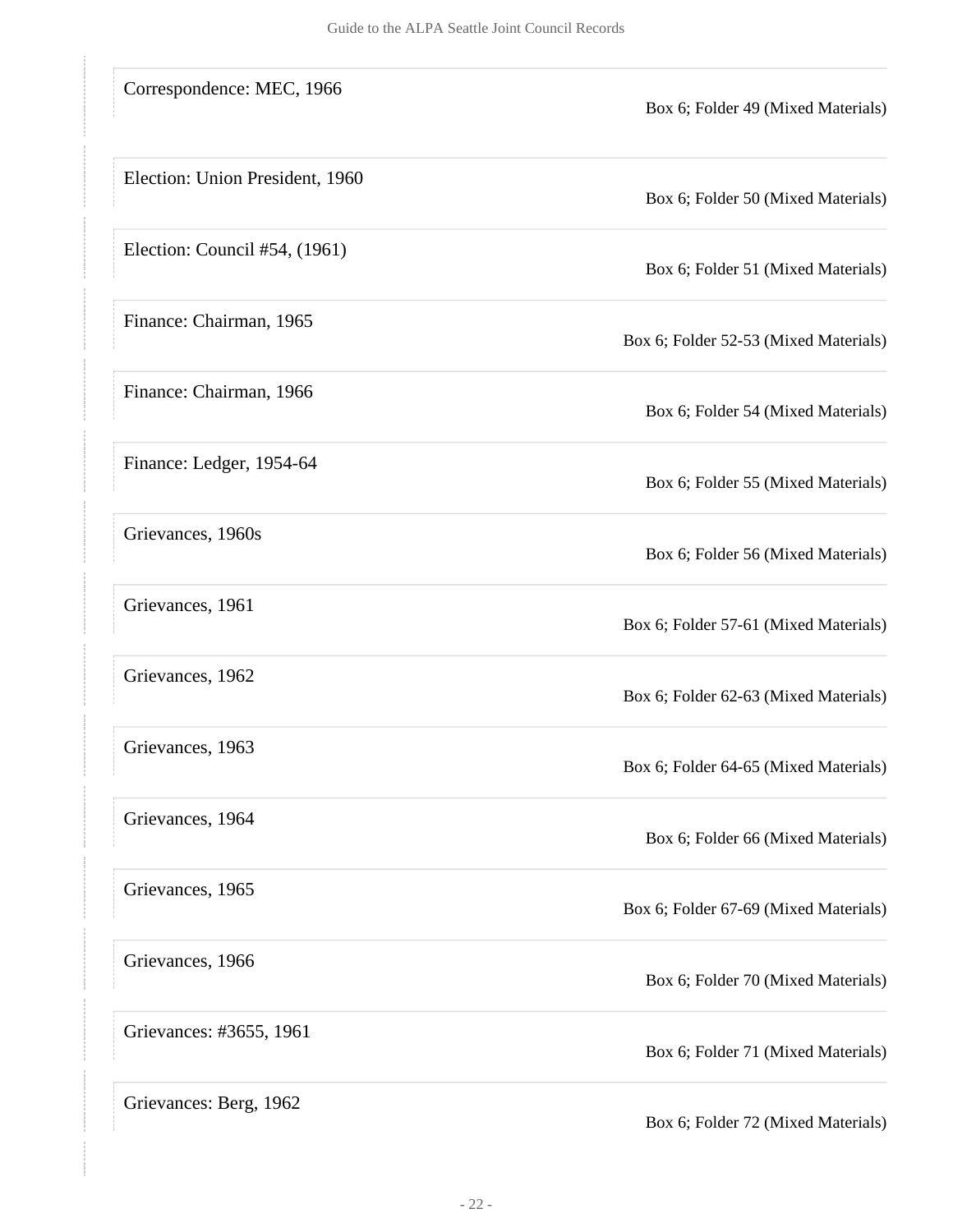| | |
|---|---|
| Correspondence: MEC, 1966 | Box 6; Folder 49 (Mixed Materials) |
| Election: Union President, 1960 | Box 6; Folder 50 (Mixed Materials) |
| Election: Council #54, (1961) | Box 6; Folder 51 (Mixed Materials) |
| Finance: Chairman, 1965 | Box 6; Folder 52-53 (Mixed Materials) |
| Finance: Chairman, 1966 | Box 6; Folder 54 (Mixed Materials) |
| Finance: Ledger, 1954-64 | Box 6; Folder 55 (Mixed Materials) |
| Grievances, 1960s | Box 6; Folder 56 (Mixed Materials) |
| Grievances, 1961 | Box 6; Folder 57-61 (Mixed Materials) |
| Grievances, 1962 | Box 6; Folder 62-63 (Mixed Materials) |
| Grievances, 1963 | Box 6; Folder 64-65 (Mixed Materials) |
| Grievances, 1964 | Box 6; Folder 66 (Mixed Materials) |
| Grievances, 1965 | Box 6; Folder 67-69 (Mixed Materials) |
| Grievances, 1966 | Box 6; Folder 70 (Mixed Materials) |
| Grievances: #3655, 1961 | Box 6; Folder 71 (Mixed Materials) |
| Grievances: Berg, 1962 | Box 6; Folder 72 (Mixed Materials) |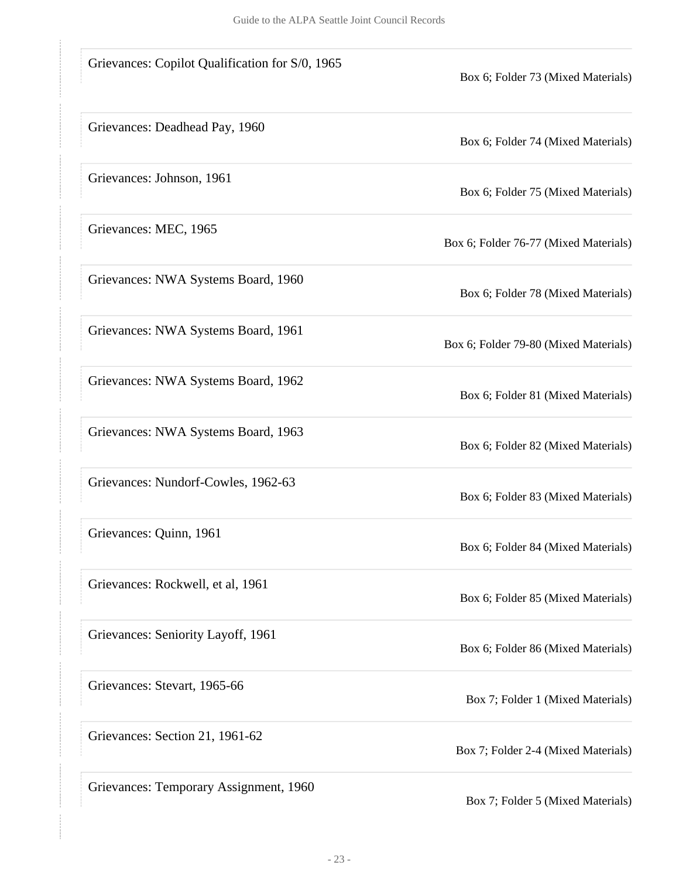| | |
|---|---|
| Grievances: Copilot Qualification for S/0, 1965 | Box 6; Folder 73 (Mixed Materials) |
| Grievances: Deadhead Pay, 1960 | Box 6; Folder 74 (Mixed Materials) |
| Grievances: Johnson, 1961 | Box 6; Folder 75 (Mixed Materials) |
| Grievances: MEC, 1965 | Box 6; Folder 76-77 (Mixed Materials) |
| Grievances: NWA Systems Board, 1960 | Box 6; Folder 78 (Mixed Materials) |
| Grievances: NWA Systems Board, 1961 | Box 6; Folder 79-80 (Mixed Materials) |
| Grievances: NWA Systems Board, 1962 | Box 6; Folder 81 (Mixed Materials) |
| Grievances: NWA Systems Board, 1963 | Box 6; Folder 82 (Mixed Materials) |
| Grievances: Nundorf-Cowles, 1962-63 | Box 6; Folder 83 (Mixed Materials) |
| Grievances: Quinn, 1961 | Box 6; Folder 84 (Mixed Materials) |
| Grievances: Rockwell, et al, 1961 | Box 6; Folder 85 (Mixed Materials) |
| Grievances: Seniority Layoff, 1961 | Box 6; Folder 86 (Mixed Materials) |
| Grievances: Stevart, 1965-66 | Box 7; Folder 1 (Mixed Materials) |
| Grievances: Section 21, 1961-62 | Box 7; Folder 2-4 (Mixed Materials) |
| Grievances: Temporary Assignment, 1960 | Box 7; Folder 5 (Mixed Materials) |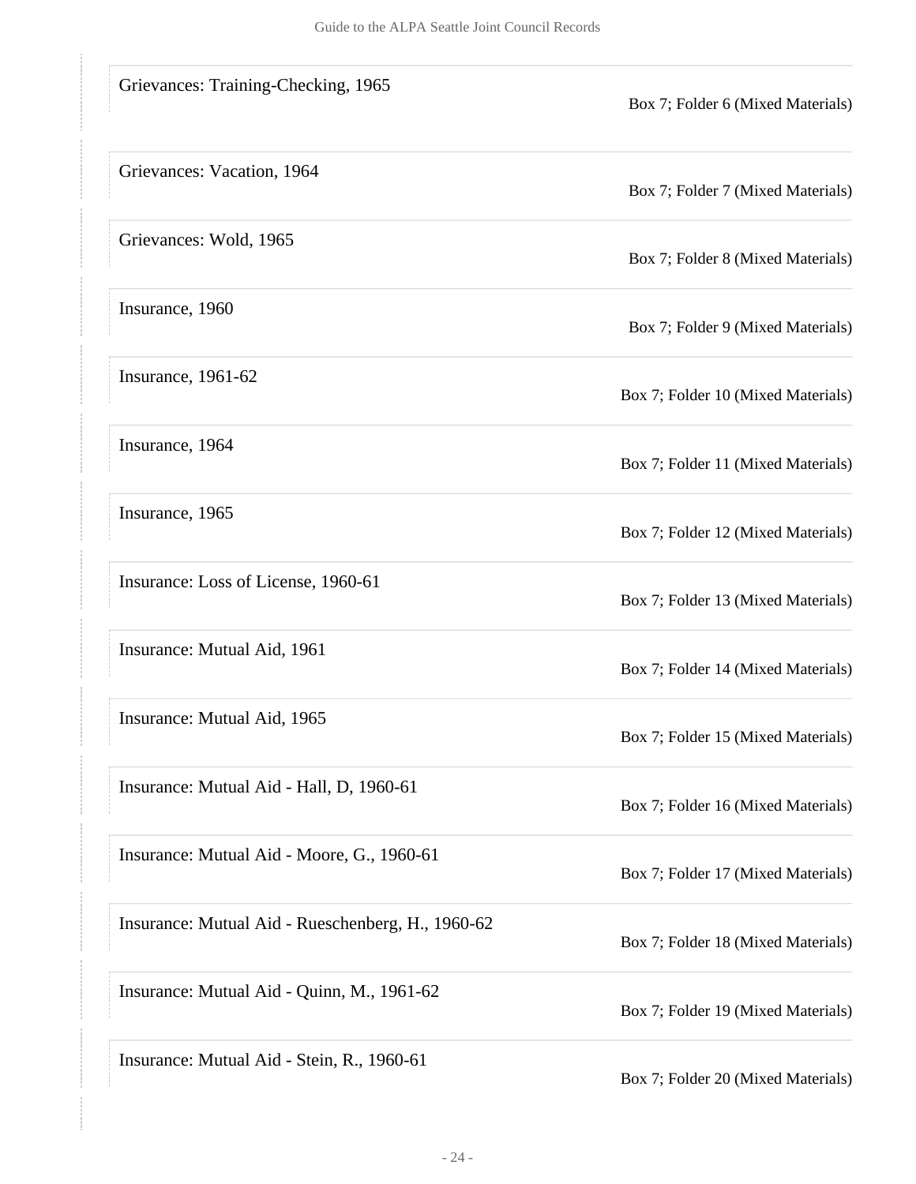| | |
|---|---|
| Grievances: Training-Checking, 1965 | Box 7; Folder 6 (Mixed Materials) |
| Grievances: Vacation, 1964 | Box 7; Folder 7 (Mixed Materials) |
| Grievances: Wold, 1965 | Box 7; Folder 8 (Mixed Materials) |
| Insurance, 1960 | Box 7; Folder 9 (Mixed Materials) |
| Insurance, 1961-62 | Box 7; Folder 10 (Mixed Materials) |
| Insurance, 1964 | Box 7; Folder 11 (Mixed Materials) |
| Insurance, 1965 | Box 7; Folder 12 (Mixed Materials) |
| Insurance: Loss of License, 1960-61 | Box 7; Folder 13 (Mixed Materials) |
| Insurance: Mutual Aid, 1961 | Box 7; Folder 14 (Mixed Materials) |
| Insurance: Mutual Aid, 1965 | Box 7; Folder 15 (Mixed Materials) |
| Insurance: Mutual Aid - Hall, D, 1960-61 | Box 7; Folder 16 (Mixed Materials) |
| Insurance: Mutual Aid - Moore, G., 1960-61 | Box 7; Folder 17 (Mixed Materials) |
| Insurance: Mutual Aid - Rueschenberg, H., 1960-62 | Box 7; Folder 18 (Mixed Materials) |
| Insurance: Mutual Aid - Quinn, M., 1961-62 | Box 7; Folder 19 (Mixed Materials) |
| Insurance: Mutual Aid - Stein, R., 1960-61 | Box 7; Folder 20 (Mixed Materials) |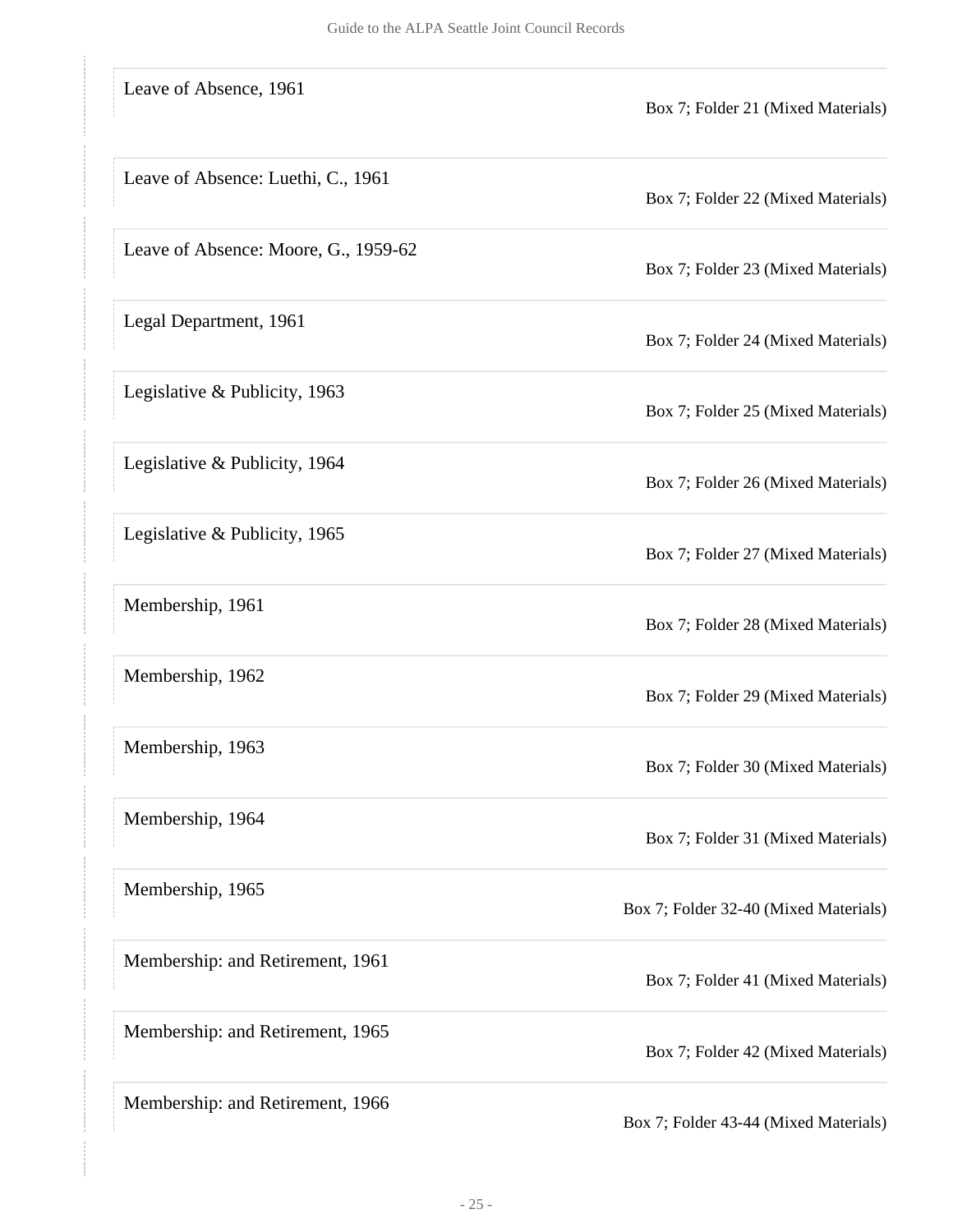| | |
|---|---|
| Leave of Absence, 1961 | Box 7; Folder 21 (Mixed Materials) |
| Leave of Absence: Luethi, C., 1961 | Box 7; Folder 22 (Mixed Materials) |
| Leave of Absence: Moore, G., 1959-62 | Box 7; Folder 23 (Mixed Materials) |
| Legal Department, 1961 | Box 7; Folder 24 (Mixed Materials) |
| Legislative & Publicity, 1963 | Box 7; Folder 25 (Mixed Materials) |
| Legislative & Publicity, 1964 | Box 7; Folder 26 (Mixed Materials) |
| Legislative & Publicity, 1965 | Box 7; Folder 27 (Mixed Materials) |
| Membership, 1961 | Box 7; Folder 28 (Mixed Materials) |
| Membership, 1962 | Box 7; Folder 29 (Mixed Materials) |
| Membership, 1963 | Box 7; Folder 30 (Mixed Materials) |
| Membership, 1964 | Box 7; Folder 31 (Mixed Materials) |
| Membership, 1965 | Box 7; Folder 32-40 (Mixed Materials) |
| Membership: and Retirement, 1961 | Box 7; Folder 41 (Mixed Materials) |
| Membership: and Retirement, 1965 | Box 7; Folder 42 (Mixed Materials) |
| Membership: and Retirement, 1966 | Box 7; Folder 43-44 (Mixed Materials) |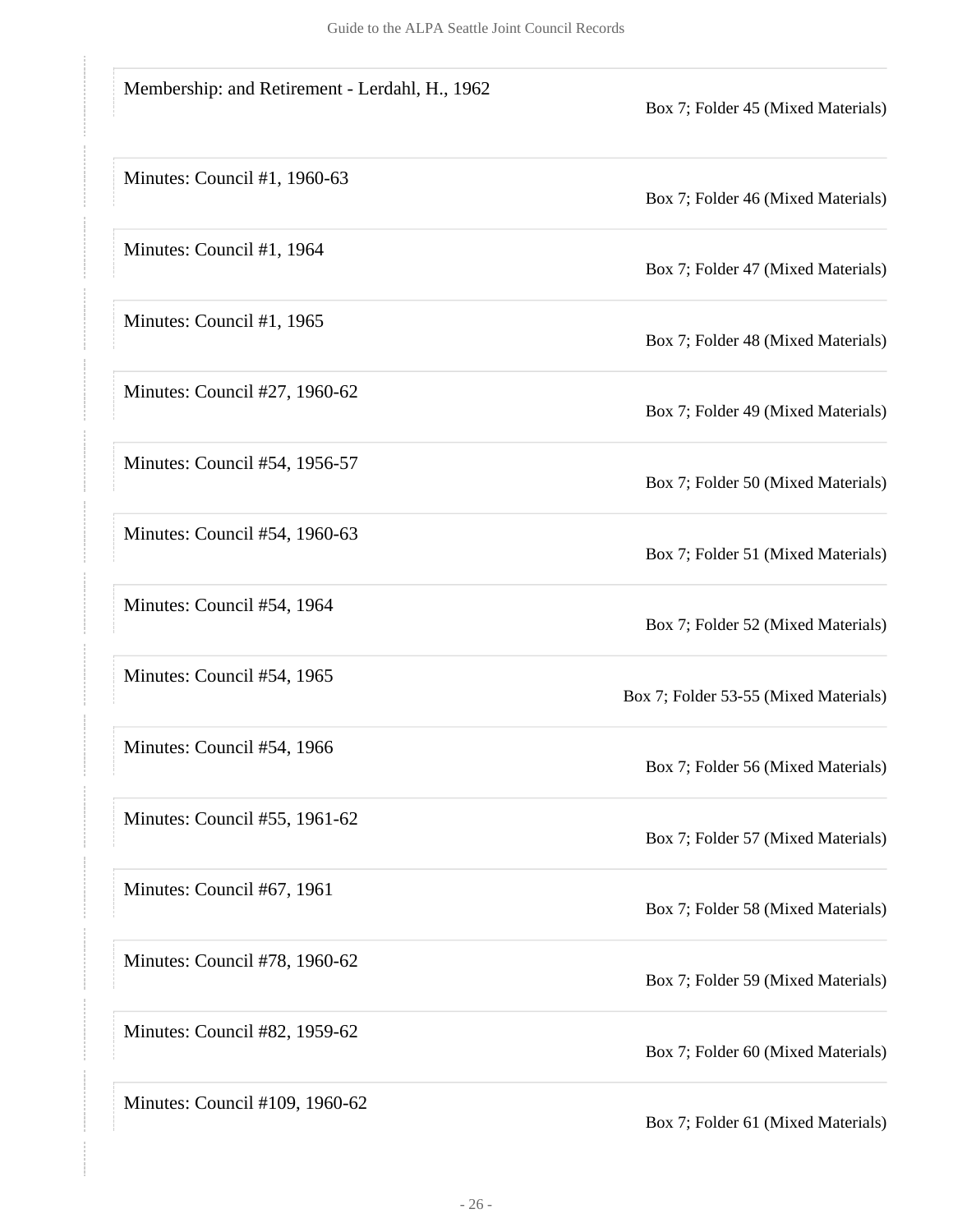| | |
|---|---|
| Membership: and Retirement - Lerdahl, H., 1962 | Box 7; Folder 45 (Mixed Materials) |
| Minutes: Council #1, 1960-63 | Box 7; Folder 46 (Mixed Materials) |
| Minutes: Council #1, 1964 | Box 7; Folder 47 (Mixed Materials) |
| Minutes: Council #1, 1965 | Box 7; Folder 48 (Mixed Materials) |
| Minutes: Council #27, 1960-62 | Box 7; Folder 49 (Mixed Materials) |
| Minutes: Council #54, 1956-57 | Box 7; Folder 50 (Mixed Materials) |
| Minutes: Council #54, 1960-63 | Box 7; Folder 51 (Mixed Materials) |
| Minutes: Council #54, 1964 | Box 7; Folder 52 (Mixed Materials) |
| Minutes: Council #54, 1965 | Box 7; Folder 53-55 (Mixed Materials) |
| Minutes: Council #54, 1966 | Box 7; Folder 56 (Mixed Materials) |
| Minutes: Council #55, 1961-62 | Box 7; Folder 57 (Mixed Materials) |
| Minutes: Council #67, 1961 | Box 7; Folder 58 (Mixed Materials) |
| Minutes: Council #78, 1960-62 | Box 7; Folder 59 (Mixed Materials) |
| Minutes: Council #82, 1959-62 | Box 7; Folder 60 (Mixed Materials) |
| Minutes: Council #109, 1960-62 | Box 7; Folder 61 (Mixed Materials) |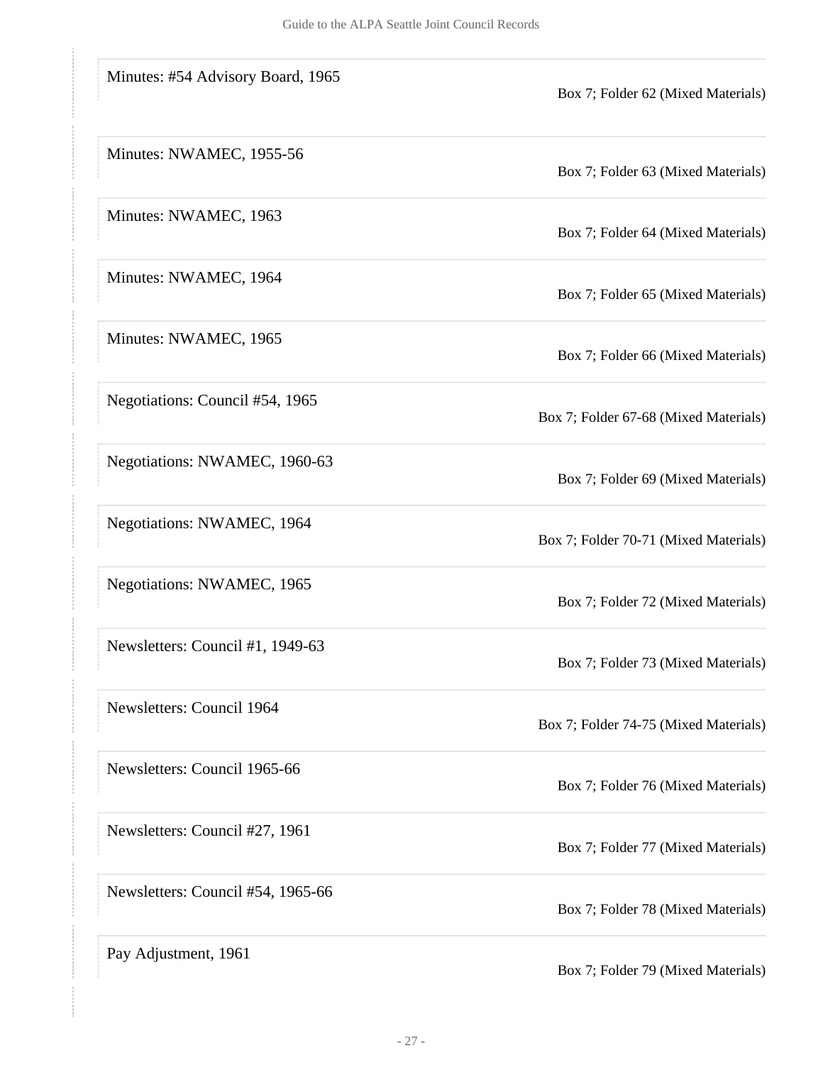| | |
|---|---|
| Minutes: #54 Advisory Board, 1965 | Box 7; Folder 62 (Mixed Materials) |
| Minutes: NWAMEC, 1955-56 | Box 7; Folder 63 (Mixed Materials) |
| Minutes: NWAMEC, 1963 | Box 7; Folder 64 (Mixed Materials) |
| Minutes: NWAMEC, 1964 | Box 7; Folder 65 (Mixed Materials) |
| Minutes: NWAMEC, 1965 | Box 7; Folder 66 (Mixed Materials) |
| Negotiations: Council #54, 1965 | Box 7; Folder 67-68 (Mixed Materials) |
| Negotiations: NWAMEC, 1960-63 | Box 7; Folder 69 (Mixed Materials) |
| Negotiations: NWAMEC, 1964 | Box 7; Folder 70-71 (Mixed Materials) |
| Negotiations: NWAMEC, 1965 | Box 7; Folder 72 (Mixed Materials) |
| Newsletters: Council #1, 1949-63 | Box 7; Folder 73 (Mixed Materials) |
| Newsletters: Council 1964 | Box 7; Folder 74-75 (Mixed Materials) |
| Newsletters: Council 1965-66 | Box 7; Folder 76 (Mixed Materials) |
| Newsletters: Council #27, 1961 | Box 7; Folder 77 (Mixed Materials) |
| Newsletters: Council #54, 1965-66 | Box 7; Folder 78 (Mixed Materials) |
| Pay Adjustment, 1961 | Box 7; Folder 79 (Mixed Materials) |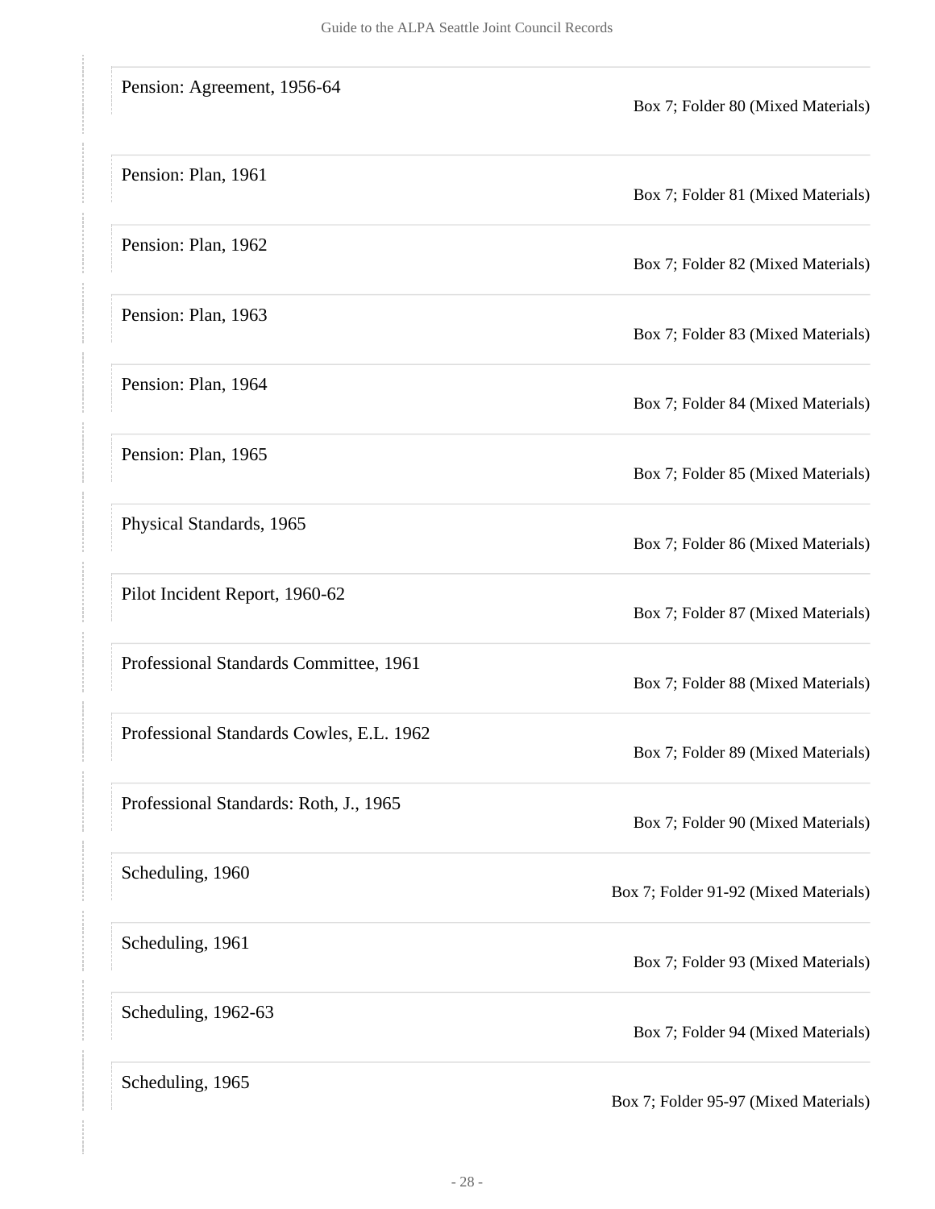| | |
|---|---|
| Pension: Agreement, 1956-64 | Box 7; Folder 80 (Mixed Materials) |
| Pension: Plan, 1961 | Box 7; Folder 81 (Mixed Materials) |
| Pension: Plan, 1962 | Box 7; Folder 82 (Mixed Materials) |
| Pension: Plan, 1963 | Box 7; Folder 83 (Mixed Materials) |
| Pension: Plan, 1964 | Box 7; Folder 84 (Mixed Materials) |
| Pension: Plan, 1965 | Box 7; Folder 85 (Mixed Materials) |
| Physical Standards, 1965 | Box 7; Folder 86 (Mixed Materials) |
| Pilot Incident Report, 1960-62 | Box 7; Folder 87 (Mixed Materials) |
| Professional Standards Committee, 1961 | Box 7; Folder 88 (Mixed Materials) |
| Professional Standards Cowles, E.L. 1962 | Box 7; Folder 89 (Mixed Materials) |
| Professional Standards: Roth, J., 1965 | Box 7; Folder 90 (Mixed Materials) |
| Scheduling, 1960 | Box 7; Folder 91-92 (Mixed Materials) |
| Scheduling, 1961 | Box 7; Folder 93 (Mixed Materials) |
| Scheduling, 1962-63 | Box 7; Folder 94 (Mixed Materials) |
| Scheduling, 1965 | Box 7; Folder 95-97 (Mixed Materials) |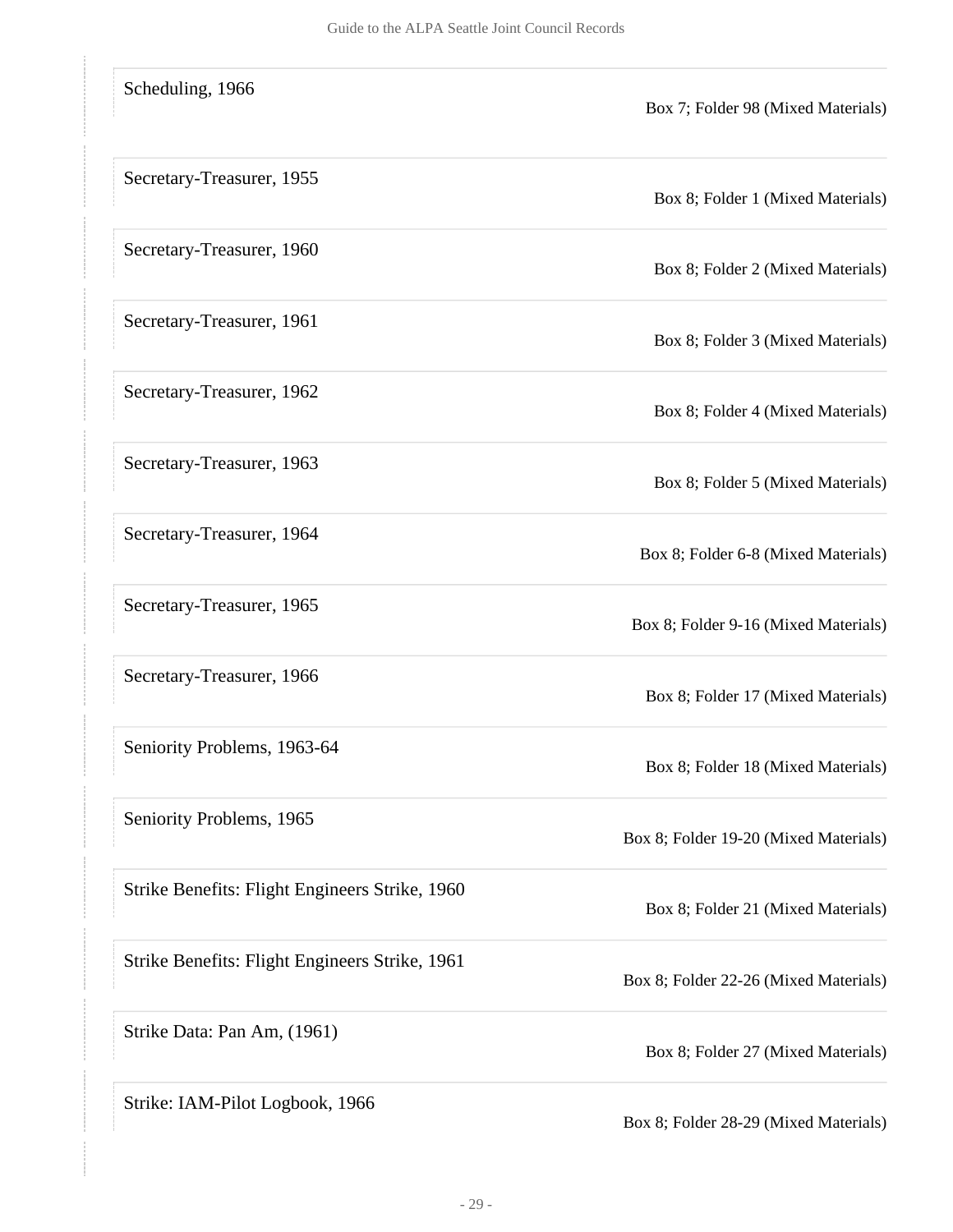| | |
|---|---|
| Scheduling, 1966 | Box 7; Folder 98 (Mixed Materials) |
| Secretary-Treasurer, 1955 | Box 8; Folder 1 (Mixed Materials) |
| Secretary-Treasurer, 1960 | Box 8; Folder 2 (Mixed Materials) |
| Secretary-Treasurer, 1961 | Box 8; Folder 3 (Mixed Materials) |
| Secretary-Treasurer, 1962 | Box 8; Folder 4 (Mixed Materials) |
| Secretary-Treasurer, 1963 | Box 8; Folder 5 (Mixed Materials) |
| Secretary-Treasurer, 1964 | Box 8; Folder 6-8 (Mixed Materials) |
| Secretary-Treasurer, 1965 | Box 8; Folder 9-16 (Mixed Materials) |
| Secretary-Treasurer, 1966 | Box 8; Folder 17 (Mixed Materials) |
| Seniority Problems, 1963-64 | Box 8; Folder 18 (Mixed Materials) |
| Seniority Problems, 1965 | Box 8; Folder 19-20 (Mixed Materials) |
| Strike Benefits: Flight Engineers Strike, 1960 | Box 8; Folder 21 (Mixed Materials) |
| Strike Benefits: Flight Engineers Strike, 1961 | Box 8; Folder 22-26 (Mixed Materials) |
| Strike Data: Pan Am, (1961) | Box 8; Folder 27 (Mixed Materials) |
| Strike: IAM-Pilot Logbook, 1966 | Box 8; Folder 28-29 (Mixed Materials) |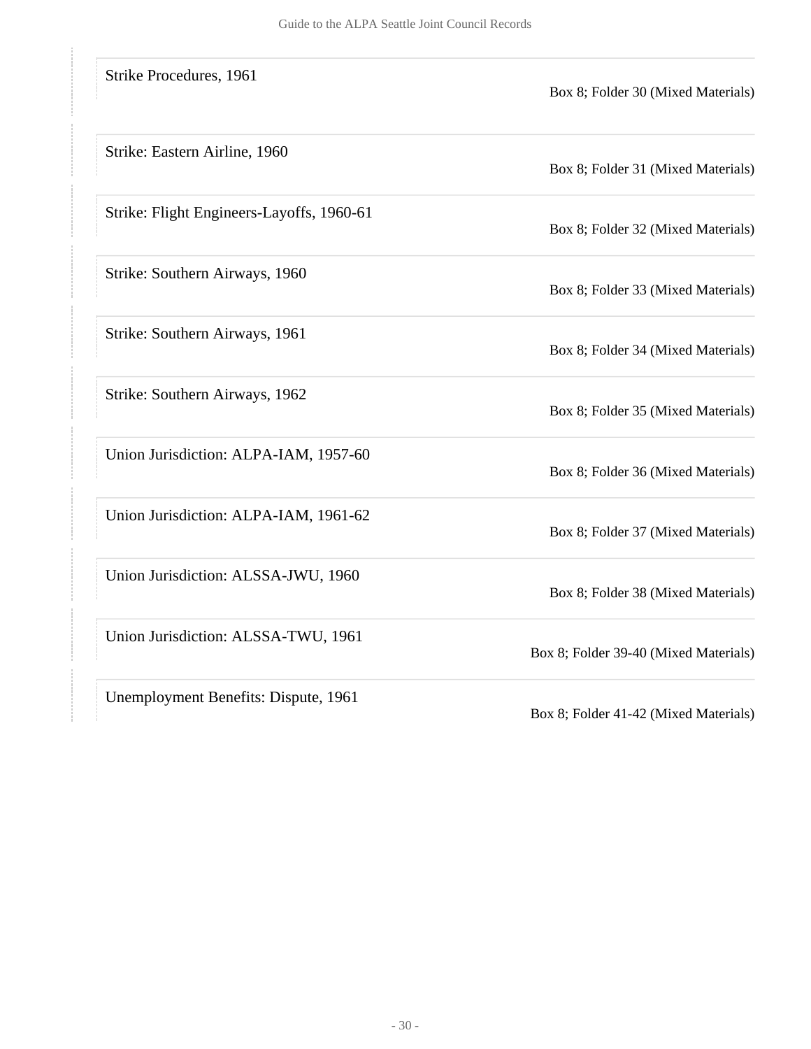| | |
|---|---|
| Strike Procedures, 1961 | Box 8; Folder 30 (Mixed Materials) |
| Strike: Eastern Airline, 1960 | Box 8; Folder 31 (Mixed Materials) |
| Strike: Flight Engineers-Layoffs, 1960-61 | Box 8; Folder 32 (Mixed Materials) |
| Strike: Southern Airways, 1960 | Box 8; Folder 33 (Mixed Materials) |
| Strike: Southern Airways, 1961 | Box 8; Folder 34 (Mixed Materials) |
| Strike: Southern Airways, 1962 | Box 8; Folder 35 (Mixed Materials) |
| Union Jurisdiction: ALPA-IAM, 1957-60 | Box 8; Folder 36 (Mixed Materials) |
| Union Jurisdiction: ALPA-IAM, 1961-62 | Box 8; Folder 37 (Mixed Materials) |
| Union Jurisdiction: ALSSA-JWU, 1960 | Box 8; Folder 38 (Mixed Materials) |
| Union Jurisdiction: ALSSA-TWU, 1961 | Box 8; Folder 39-40 (Mixed Materials) |
| Unemployment Benefits: Dispute, 1961 | Box 8; Folder 41-42 (Mixed Materials) |